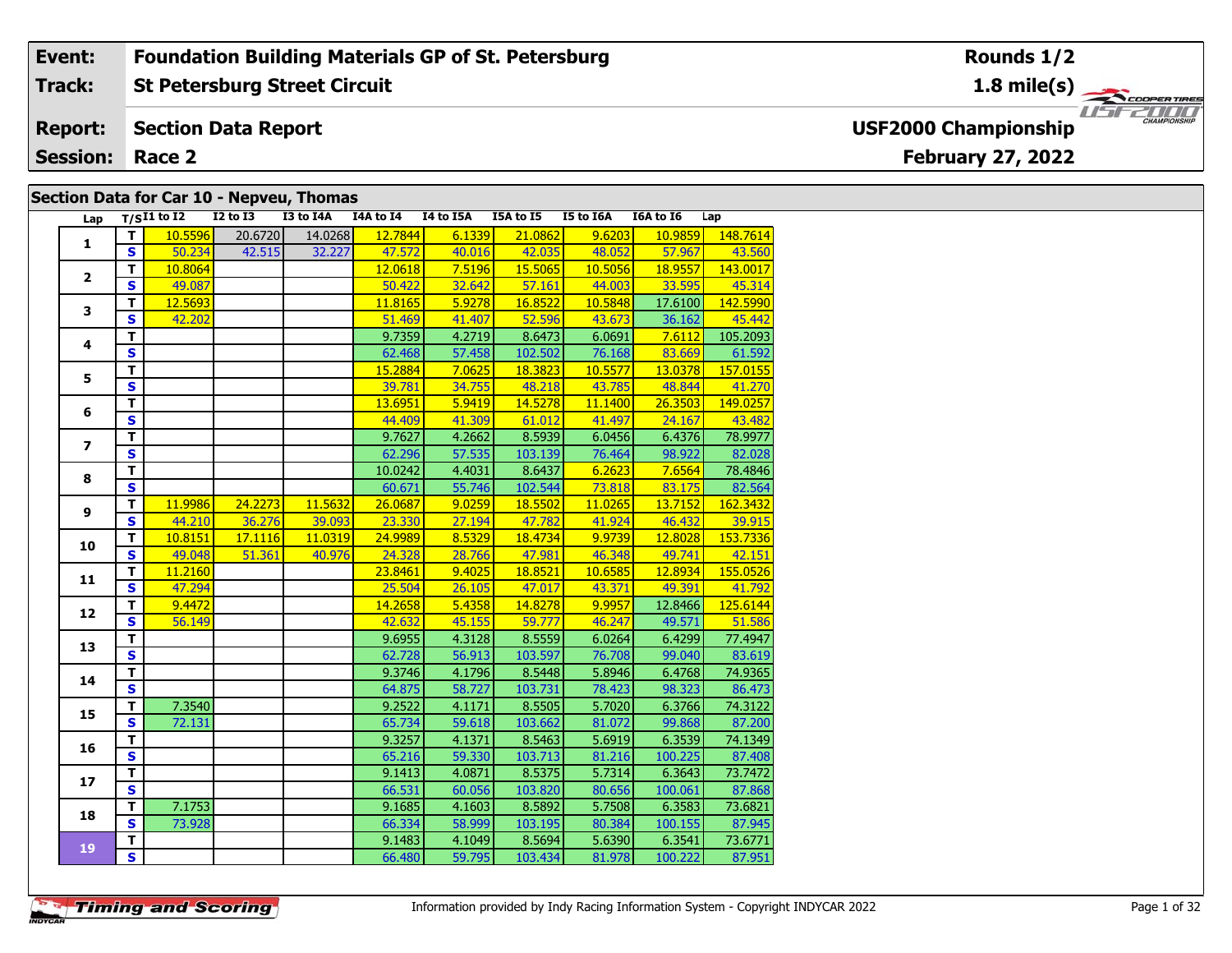| Event: | Foundation Building Materials GP of St. Petersburg | Rounds 1/2 |
|---|---|---|
| Track: | St Petersburg Street Circuit | 1.8 mile(s) |
| Report: | Section Data Report | USF2000 Championship |
| Session: | Race 2 | February 27, 2022 |

## Section Data for Car 10 - Nepveu, Thomas

| Lap | T/S | I1 to I2 | I2 to I3 | I3 to I4A | I4A to I4 | I4 to I5A | I5A to I5 | I5 to I6A | I6A to I6 | Lap |
|---|---|---|---|---|---|---|---|---|---|---|
| 1 | T | 10.5596 | 20.6720 | 14.0268 | 12.7844 | 6.1339 | 21.0862 | 9.6203 | 10.9859 | 148.7614 |
| | S | 50.234 | 42.515 | 32.227 | 47.572 | 40.016 | 42.035 | 48.052 | 57.967 | 43.560 |
| 2 | T | 10.8064 | | | 12.0618 | 7.5196 | 15.5065 | 10.5056 | 18.9557 | 143.0017 |
| | S | 49.087 | | | 50.422 | 32.642 | 57.161 | 44.003 | 33.595 | 45.314 |
| 3 | T | 12.5693 | | | 11.8165 | 5.9278 | 16.8522 | 10.5848 | 17.6100 | 142.5990 |
| | S | 42.202 | | | 51.469 | 41.407 | 52.596 | 43.673 | 36.162 | 45.442 |
| 4 | T | | | | 9.7359 | 4.2719 | 8.6473 | 6.0691 | 7.6112 | 105.2093 |
| | S | | | | 62.468 | 57.458 | 102.502 | 76.168 | 83.669 | 61.592 |
| 5 | T | | | | 15.2884 | 7.0625 | 18.3823 | 10.5577 | 13.0378 | 157.0155 |
| | S | | | | 39.781 | 34.755 | 48.218 | 43.785 | 48.844 | 41.270 |
| 6 | T | | | | 13.6951 | 5.9419 | 14.5278 | 11.1400 | 26.3503 | 149.0257 |
| | S | | | | 44.409 | 41.309 | 61.012 | 41.497 | 24.167 | 43.482 |
| 7 | T | | | | 9.7627 | 4.2662 | 8.5939 | 6.0456 | 6.4376 | 78.9977 |
| | S | | | | 62.296 | 57.535 | 103.139 | 76.464 | 98.922 | 82.028 |
| 8 | T | | | | 10.0242 | 4.4031 | 8.6437 | 6.2623 | 7.6564 | 78.4846 |
| | S | | | | 60.671 | 55.746 | 102.544 | 73.818 | 83.175 | 82.564 |
| 9 | T | 11.9986 | 24.2273 | 11.5632 | 26.0687 | 9.0259 | 18.5502 | 11.0265 | 13.7152 | 162.3432 |
| | S | 44.210 | 36.276 | 39.093 | 23.330 | 27.194 | 47.782 | 41.924 | 46.432 | 39.915 |
| 10 | T | 10.8151 | 17.1116 | 11.0319 | 24.9989 | 8.5329 | 18.4734 | 9.9739 | 12.8028 | 153.7336 |
| | S | 49.048 | 51.361 | 40.976 | 24.328 | 28.766 | 47.981 | 46.348 | 49.741 | 42.151 |
| 11 | T | 11.2160 | | | 23.8461 | 9.4025 | 18.8521 | 10.6585 | 12.8934 | 155.0526 |
| | S | 47.294 | | | 25.504 | 26.105 | 47.017 | 43.371 | 49.391 | 41.792 |
| 12 | T | 9.4472 | | | 14.2658 | 5.4358 | 14.8278 | 9.9957 | 12.8466 | 125.6144 |
| | S | 56.149 | | | 42.632 | 45.155 | 59.777 | 46.247 | 49.571 | 51.586 |
| 13 | T | | | | 9.6955 | 4.3128 | 8.5559 | 6.0264 | 6.4299 | 77.4947 |
| | S | | | | 62.728 | 56.913 | 103.597 | 76.708 | 99.040 | 83.619 |
| 14 | T | | | | 9.3746 | 4.1796 | 8.5448 | 5.8946 | 6.4768 | 74.9365 |
| | S | | | | 64.875 | 58.727 | 103.731 | 78.423 | 98.323 | 86.473 |
| 15 | T | 7.3540 | | | 9.2522 | 4.1171 | 8.5505 | 5.7020 | 6.3766 | 74.3122 |
| | S | 72.131 | | | 65.734 | 59.618 | 103.662 | 81.072 | 99.868 | 87.200 |
| 16 | T | | | | 9.3257 | 4.1371 | 8.5463 | 5.6919 | 6.3539 | 74.1349 |
| | S | | | | 65.216 | 59.330 | 103.713 | 81.216 | 100.225 | 87.408 |
| 17 | T | | | | 9.1413 | 4.0871 | 8.5375 | 5.7314 | 6.3643 | 73.7472 |
| | S | | | | 66.531 | 60.056 | 103.820 | 80.656 | 100.061 | 87.868 |
| 18 | T | 7.1753 | | | 9.1685 | 4.1603 | 8.5892 | 5.7508 | 6.3583 | 73.6821 |
| | S | 73.928 | | | 66.334 | 58.999 | 103.195 | 80.384 | 100.155 | 87.945 |
| 19 | T | | | | 9.1483 | 4.1049 | 8.5694 | 5.6390 | 6.3541 | 73.6771 |
| | S | | | | 66.480 | 59.795 | 103.434 | 81.978 | 100.222 | 87.951 |

Information provided by Indy Racing Information System - Copyright INDYCAR 2022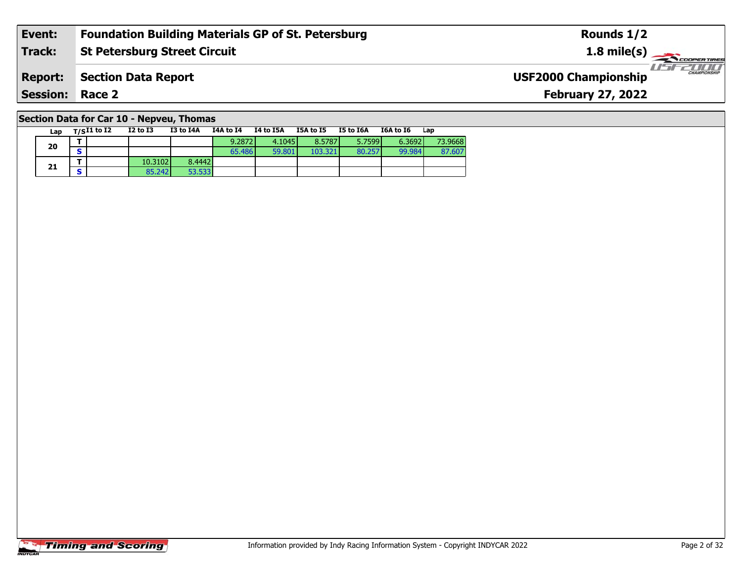| **Event:** | **Foundation Building Materials GP of St. Petersburg** | **Rounds 1/2** |
|---|---|---|
| **Track:** | **St Petersburg Street Circuit** | **1.8 mile(s)** |
| **Report:** | **Section Data Report** | **USF2000 Championship** |
| **Session:** | **Race 2** | **February 27, 2022** |

## Section Data for Car 10 - Nepveu, Thomas

| Lap | T/S | I1 to I2 | I2 to I3 | I3 to I4A | I4A to I4 | I4 to I5A | I5A to I5 | I5 to I6A | I6A to I6 | Lap |
|---|---|---|---|---|---|---|---|---|---|---|
| 20 | T | | | | 9.2872 | 4.1045 | 8.5787 | 5.7599 | 6.3692 | 73.9668 |
| | S | | | | 65.486 | 59.801 | 103.321 | 80.257 | 99.984 | 87.607 |
| 21 | T | | 10.3102 | 8.4442 | | | | | | |
| | S | | 85.242 | 53.533 | | | | | | |

Information provided by Indy Racing Information System - Copyright INDYCAR 2022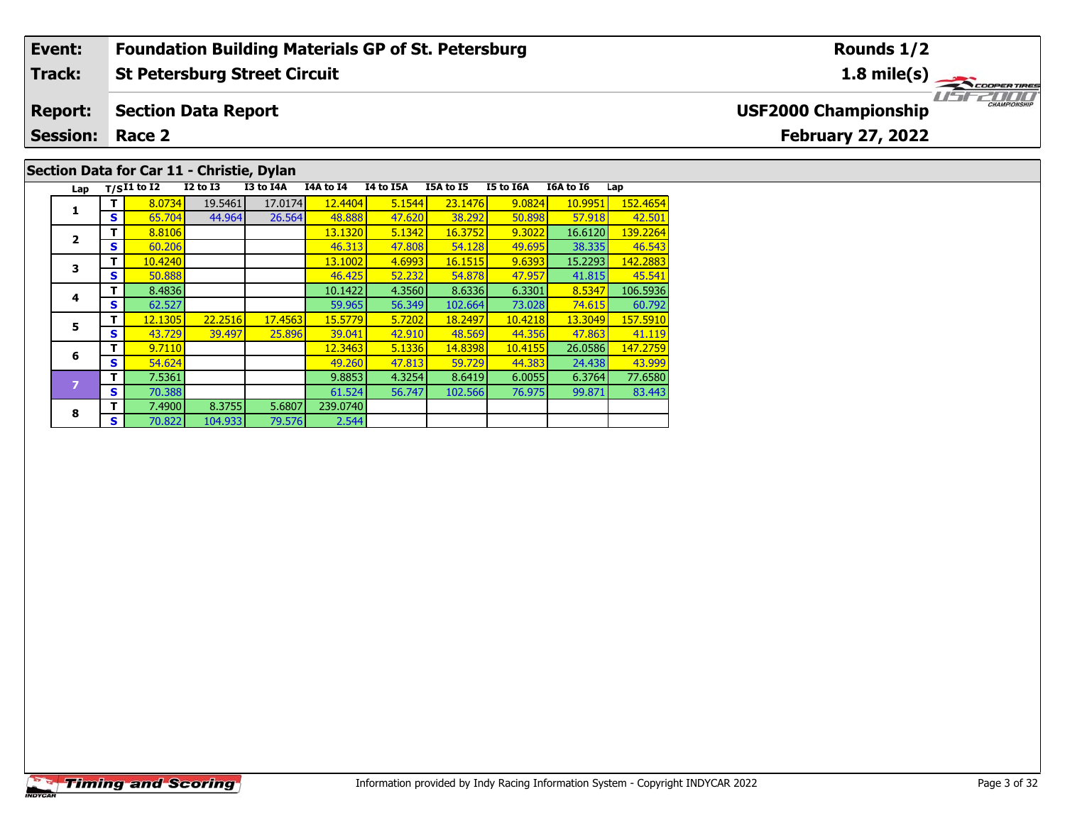| Event: | Foundation Building Materials GP of St. Petersburg | Rounds 1/2 |
|---|---|---|
| Track: | St Petersburg Street Circuit | 1.8 mile(s) |
| Report: | Section Data Report | USF2000 Championship |
| Session: | Race 2 | February 27, 2022 |

## Section Data for Car 11 - Christie, Dylan

| Lap | T/S | I1 to I2 | I2 to I3 | I3 to I4A | I4A to I4 | I4 to I5A | I5A to I5 | I5 to I6A | I6A to I6 | Lap |
|---|---|---|---|---|---|---|---|---|---|---|
| 1 | T | 8.0734 | 19.5461 | 17.0174 | 12.4404 | 5.1544 | 23.1476 | 9.0824 | 10.9951 | 152.4654 |
| | S | 65.704 | 44.964 | 26.564 | 48.888 | 47.620 | 38.292 | 50.898 | 57.918 | 42.501 |
| 2 | T | 8.8106 | | | 13.1320 | 5.1342 | 16.3752 | 9.3022 | 16.6120 | 139.2264 |
| | S | 60.206 | | | 46.313 | 47.808 | 54.128 | 49.695 | 38.335 | 46.543 |
| 3 | T | 10.4240 | | | 13.1002 | 4.6993 | 16.1515 | 9.6393 | 15.2293 | 142.2883 |
| | S | 50.888 | | | 46.425 | 52.232 | 54.878 | 47.957 | 41.815 | 45.541 |
| 4 | T | 8.4836 | | | 10.1422 | 4.3560 | 8.6336 | 6.3301 | 8.5347 | 106.5936 |
| | S | 62.527 | | | 59.965 | 56.349 | 102.664 | 73.028 | 74.615 | 60.792 |
| 5 | T | 12.1305 | 22.2516 | 17.4563 | 15.5779 | 5.7202 | 18.2497 | 10.4218 | 13.3049 | 157.5910 |
| | S | 43.729 | 39.497 | 25.896 | 39.041 | 42.910 | 48.569 | 44.356 | 47.863 | 41.119 |
| 6 | T | 9.7110 | | | 12.3463 | 5.1336 | 14.8398 | 10.4155 | 26.0586 | 147.2759 |
| | S | 54.624 | | | 49.260 | 47.813 | 59.729 | 44.383 | 24.438 | 43.999 |
| 7 | T | 7.5361 | | | 9.8853 | 4.3254 | 8.6419 | 6.0055 | 6.3764 | 77.6580 |
| | S | 70.388 | | | 61.524 | 56.747 | 102.566 | 76.975 | 99.871 | 83.443 |
| 8 | T | 7.4900 | 8.3755 | 5.6807 | 239.0740 | | | | | |
| | S | 70.822 | 104.933 | 79.576 | 2.544 | | | | | |

Information provided by Indy Racing Information System - Copyright INDYCAR 2022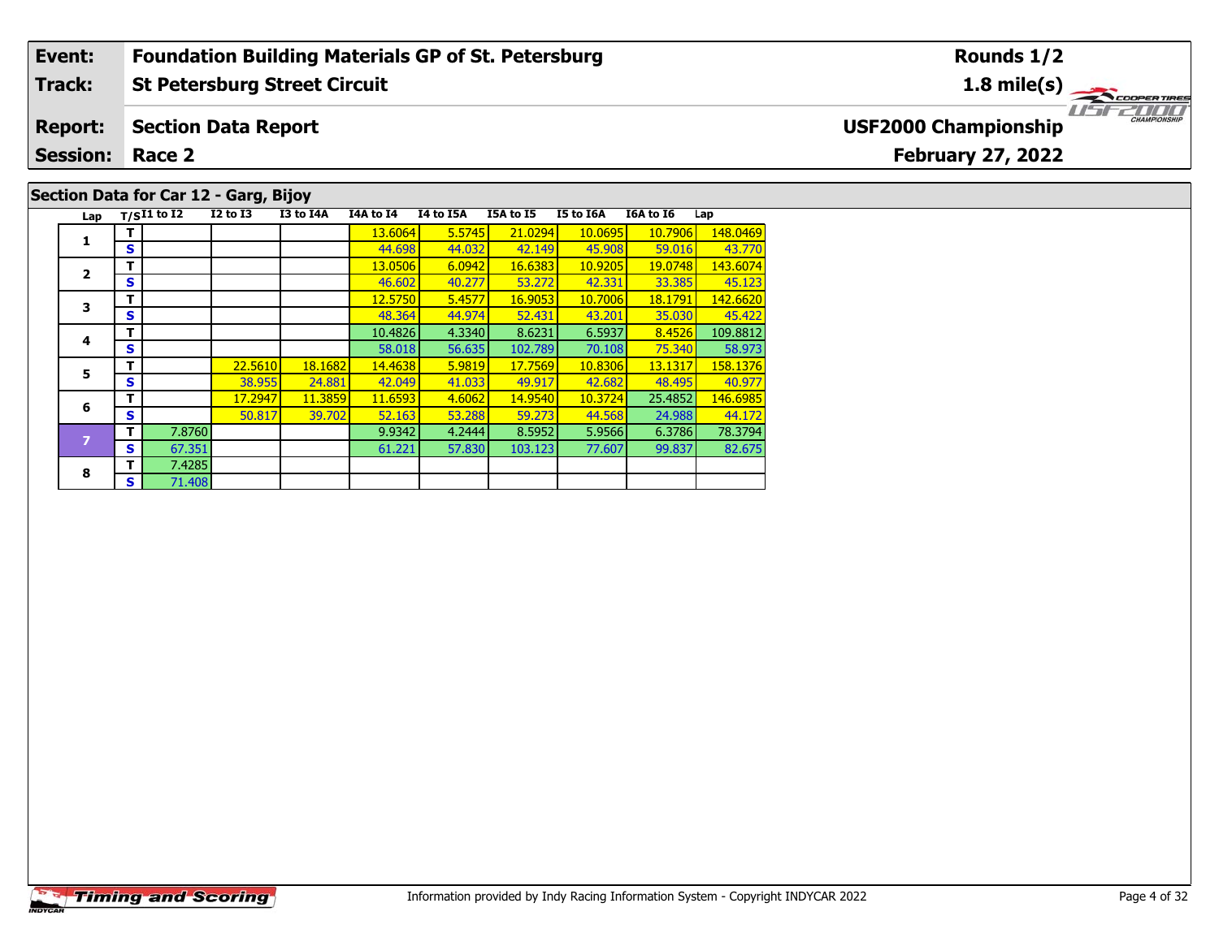| Event: | Foundation Building Materials GP of St. Petersburg | Rounds 1/2 |
|---|---|---|
| Track: | St Petersburg Street Circuit | 1.8 mile(s) |
| Report: | Section Data Report | USF2000 Championship |
| Session: | Race 2 | February 27, 2022 |

## Section Data for Car 12 - Garg, Bijoy

| Lap | T/S | I1 to I2 | I2 to I3 | I3 to I4A | I4A to I4 | I4 to I5A | I5A to I5 | I5 to I6A | I6A to I6 | Lap |
|---|---|---|---|---|---|---|---|---|---|---|
| 1 | T | | | | 13.6064 | 5.5745 | 21.0294 | 10.0695 | 10.7906 | 148.0469 |
| | S | | | | 44.698 | 44.032 | 42.149 | 45.908 | 59.016 | 43.770 |
| 2 | T | | | | 13.0506 | 6.0942 | 16.6383 | 10.9205 | 19.0748 | 143.6074 |
| | S | | | | 46.602 | 40.277 | 53.272 | 42.331 | 33.385 | 45.123 |
| 3 | T | | | | 12.5750 | 5.4577 | 16.9053 | 10.7006 | 18.1791 | 142.6620 |
| | S | | | | 48.364 | 44.974 | 52.431 | 43.201 | 35.030 | 45.422 |
| 4 | T | | | | 10.4826 | 4.3340 | 8.6231 | 6.5937 | 8.4526 | 109.8812 |
| | S | | | | 58.018 | 56.635 | 102.789 | 70.108 | 75.340 | 58.973 |
| 5 | T | | 22.5610 | 18.1682 | 14.4638 | 5.9819 | 17.7569 | 10.8306 | 13.1317 | 158.1376 |
| | S | | 38.955 | 24.881 | 42.049 | 41.033 | 49.917 | 42.682 | 48.495 | 40.977 |
| 6 | T | | 17.2947 | 11.3859 | 11.6593 | 4.6062 | 14.9540 | 10.3724 | 25.4852 | 146.6985 |
| | S | | 50.817 | 39.702 | 52.163 | 53.288 | 59.273 | 44.568 | 24.988 | 44.172 |
| 7 | T | 7.8760 | | | 9.9342 | 4.2444 | 8.5952 | 5.9566 | 6.3786 | 78.3794 |
| | S | 67.351 | | | 61.221 | 57.830 | 103.123 | 77.607 | 99.837 | 82.675 |
| 8 | T | 7.4285 | | | | | | | | |
| | S | 71.408 | | | | | | | | |

Information provided by Indy Racing Information System - Copyright INDYCAR 2022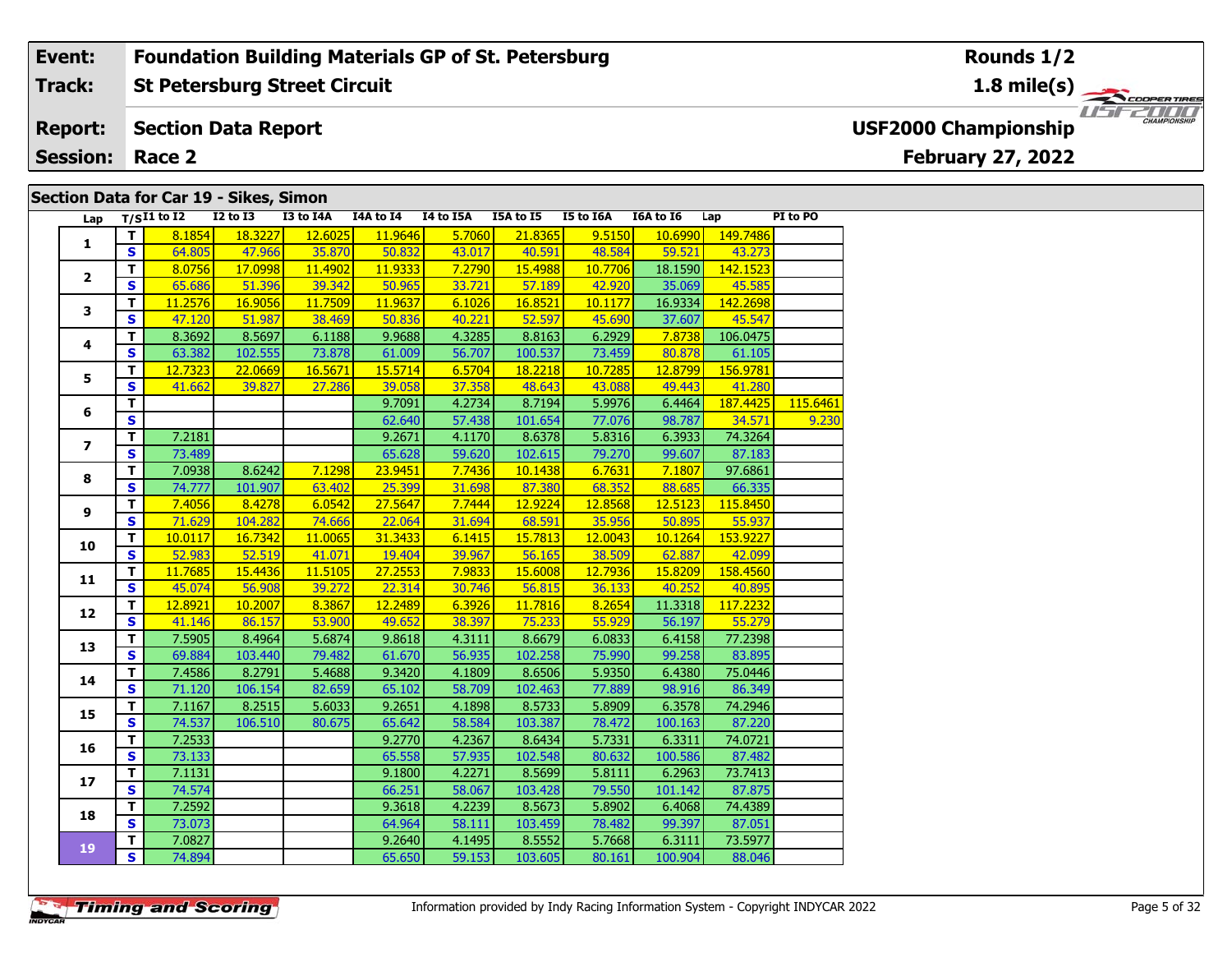| Event: | Foundation Building Materials GP of St. Petersburg | Rounds 1/2 |
|---|---|---|
| Track: | St Petersburg Street Circuit | 1.8 mile(s) |
| Report: | Section Data Report | USF2000 Championship |
| Session: | Race 2 | February 27, 2022 |

## Section Data for Car 19 - Sikes, Simon

| Lap | T/S | I1 to I2 | I2 to I3 | I3 to I4A | I4A to I4 | I4 to I5A | I5A to I5 | I5 to I6A | I6A to I6 | Lap | PI to PO |
|---|---|---|---|---|---|---|---|---|---|---|---|
| 1 | T | 8.1854 | 18.3227 | 12.6025 | 11.9646 | 5.7060 | 21.8365 | 9.5150 | 10.6990 | 149.7486 | |
| | S | 64.805 | 47.966 | 35.870 | 50.832 | 43.017 | 40.591 | 48.584 | 59.521 | 43.273 | |
| 2 | T | 8.0756 | 17.0998 | 11.4902 | 11.9333 | 7.2790 | 15.4988 | 10.7706 | 18.1590 | 142.1523 | |
| | S | 65.686 | 51.396 | 39.342 | 50.965 | 33.721 | 57.189 | 42.920 | 35.069 | 45.585 | |
| 3 | T | 11.2576 | 16.9056 | 11.7509 | 11.9637 | 6.1026 | 16.8521 | 10.1177 | 16.9334 | 142.2698 | |
| | S | 47.120 | 51.987 | 38.469 | 50.836 | 40.221 | 52.597 | 45.690 | 37.607 | 45.547 | |
| 4 | T | 8.3692 | 8.5697 | 6.1188 | 9.9688 | 4.3285 | 8.8163 | 6.2929 | 7.8738 | 106.0475 | |
| | S | 63.382 | 102.555 | 73.878 | 61.009 | 56.707 | 100.537 | 73.459 | 80.878 | 61.105 | |
| 5 | T | 12.7323 | 22.0669 | 16.5671 | 15.5714 | 6.5704 | 18.2218 | 10.7285 | 12.8799 | 156.9781 | |
| | S | 41.662 | 39.827 | 27.286 | 39.058 | 37.358 | 48.643 | 43.088 | 49.443 | 41.280 | |
| 6 | T | | | | 9.7091 | 4.2734 | 8.7194 | 5.9976 | 6.4464 | 187.4425 | 115.6461 |
| | S | | | | 62.640 | 57.438 | 101.654 | 77.076 | 98.787 | 34.571 | 9.230 |
| 7 | T | 7.2181 | | | 9.2671 | 4.1170 | 8.6378 | 5.8316 | 6.3933 | 74.3264 | |
| | S | 73.489 | | | 65.628 | 59.620 | 102.615 | 79.270 | 99.607 | 87.183 | |
| 8 | T | 7.0938 | 8.6242 | 7.1298 | 23.9451 | 7.7436 | 10.1438 | 6.7631 | 7.1807 | 97.6861 | |
| | S | 74.777 | 101.907 | 63.402 | 25.399 | 31.698 | 87.380 | 68.352 | 88.685 | 66.335 | |
| 9 | T | 7.4056 | 8.4278 | 6.0542 | 27.5647 | 7.7444 | 12.9224 | 12.8568 | 12.5123 | 115.8450 | |
| | S | 71.629 | 104.282 | 74.666 | 22.064 | 31.694 | 68.591 | 35.956 | 50.895 | 55.937 | |
| 10 | T | 10.0117 | 16.7342 | 11.0065 | 31.3433 | 6.1415 | 15.7813 | 12.0043 | 10.1264 | 153.9227 | |
| | S | 52.983 | 52.519 | 41.071 | 19.404 | 39.967 | 56.165 | 38.509 | 62.887 | 42.099 | |
| 11 | T | 11.7685 | 15.4436 | 11.5105 | 27.2553 | 7.9833 | 15.6008 | 12.7936 | 15.8209 | 158.4560 | |
| | S | 45.074 | 56.908 | 39.272 | 22.314 | 30.746 | 56.815 | 36.133 | 40.252 | 40.895 | |
| 12 | T | 12.8921 | 10.2007 | 8.3867 | 12.2489 | 6.3926 | 11.7816 | 8.2654 | 11.3318 | 117.2232 | |
| | S | 41.146 | 86.157 | 53.900 | 49.652 | 38.397 | 75.233 | 55.929 | 56.197 | 55.279 | |
| 13 | T | 7.5905 | 8.4964 | 5.6874 | 9.8618 | 4.3111 | 8.6679 | 6.0833 | 6.4158 | 77.2398 | |
| | S | 69.884 | 103.440 | 79.482 | 61.670 | 56.935 | 102.258 | 75.990 | 99.258 | 83.895 | |
| 14 | T | 7.4586 | 8.2791 | 5.4688 | 9.3420 | 4.1809 | 8.6506 | 5.9350 | 6.4380 | 75.0446 | |
| | S | 71.120 | 106.154 | 82.659 | 65.102 | 58.709 | 102.463 | 77.889 | 98.916 | 86.349 | |
| 15 | T | 7.1167 | 8.2515 | 5.6033 | 9.2651 | 4.1898 | 8.5733 | 5.8909 | 6.3578 | 74.2946 | |
| | S | 74.537 | 106.510 | 80.675 | 65.642 | 58.584 | 103.387 | 78.472 | 100.163 | 87.220 | |
| 16 | T | 7.2533 | | | 9.2770 | 4.2367 | 8.6434 | 5.7331 | 6.3311 | 74.0721 | |
| | S | 73.133 | | | 65.558 | 57.935 | 102.548 | 80.632 | 100.586 | 87.482 | |
| 17 | T | 7.1131 | | | 9.1800 | 4.2271 | 8.5699 | 5.8111 | 6.2963 | 73.7413 | |
| | S | 74.574 | | | 66.251 | 58.067 | 103.428 | 79.550 | 101.142 | 87.875 | |
| 18 | T | 7.2592 | | | 9.3618 | 4.2239 | 8.5673 | 5.8902 | 6.4068 | 74.4389 | |
| | S | 73.073 | | | 64.964 | 58.111 | 103.459 | 78.482 | 99.397 | 87.051 | |
| 19 | T | 7.0827 | | | 9.2640 | 4.1495 | 8.5552 | 5.7668 | 6.3111 | 73.5977 | |
| | S | 74.894 | | | 65.650 | 59.153 | 103.605 | 80.161 | 100.904 | 88.046 | |

Information provided by Indy Racing Information System - Copyright INDYCAR 2022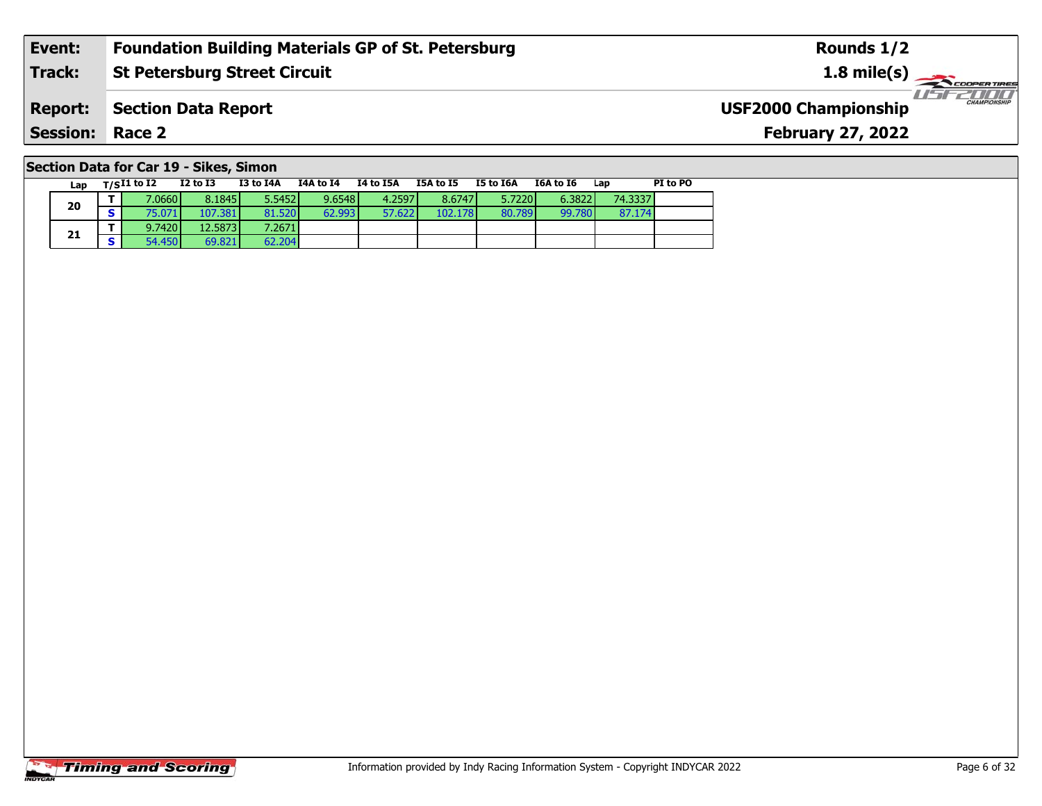| **Event:** | **Foundation Building Materials GP of St. Petersburg** | **Rounds 1/2** |
|---|---|---|
| **Track:** | **St Petersburg Street Circuit** | **1.8 mile(s)** |
| **Report:** | **Section Data Report** | **USF2000 Championship** |
| **Session:** | **Race 2** | **February 27, 2022** |

## Section Data for Car 19 - Sikes, Simon

| Lap | T/S | I1 to I2 | I2 to I3 | I3 to I4A | I4A to I4 | I4 to I5A | I5A to I5 | I5 to I6A | I6A to I6 | Lap | PI to PO |
|---|---|---|---|---|---|---|---|---|---|---|---|
| 20 | T | 7.0660 | 8.1845 | 5.5452 | 9.6548 | 4.2597 | 8.6747 | 5.7220 | 6.3822 | 74.3337 | |
| | S | 75.071 | 107.381 | 81.520 | 62.993 | 57.622 | 102.178 | 80.789 | 99.780 | 87.174 | |
| 21 | T | 9.7420 | 12.5873 | 7.2671 | | | | | | | |
| | S | 54.450 | 69.821 | 62.204 | | | | | | | |

Timing and Scoring

Information provided by Indy Racing Information System - Copyright INDYCAR 2022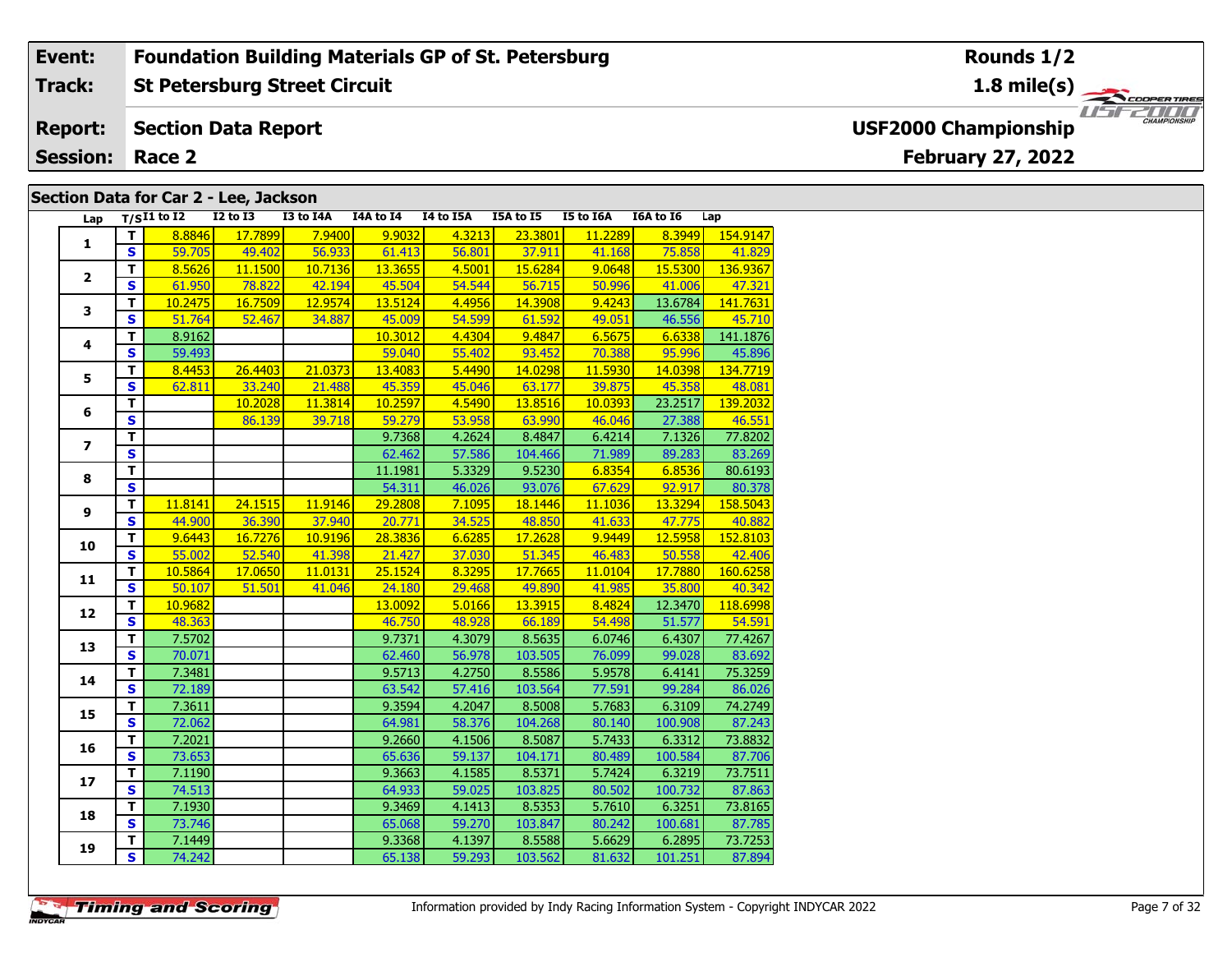| Event: | Foundation Building Materials GP of St. Petersburg | Rounds 1/2 |
|---|---|---|
| Track: | St Petersburg Street Circuit | 1.8 mile(s) |
| Report: | Section Data Report | USF2000 Championship |
| Session: | Race 2 | February 27, 2022 |

## Section Data for Car 2 - Lee, Jackson

| Lap | T/S | I1 to I2 | I2 to I3 | I3 to I4A | I4A to I4 | I4 to I5A | I5A to I5 | I5 to I6A | I6A to I6 | Lap |
|---|---|---|---|---|---|---|---|---|---|---|
| 1 | T | 8.8846 | 17.7899 | 7.9400 | 9.9032 | 4.3213 | 23.3801 | 11.2289 | 8.3949 | 154.9147 |
| | S | 59.705 | 49.402 | 56.933 | 61.413 | 56.801 | 37.911 | 41.168 | 75.858 | 41.829 |
| 2 | T | 8.5626 | 11.1500 | 10.7136 | 13.3655 | 4.5001 | 15.6284 | 9.0648 | 15.5300 | 136.9367 |
| | S | 61.950 | 78.822 | 42.194 | 45.504 | 54.544 | 56.715 | 50.996 | 41.006 | 47.321 |
| 3 | T | 10.2475 | 16.7509 | 12.9574 | 13.5124 | 4.4956 | 14.3908 | 9.4243 | 13.6784 | 141.7631 |
| | S | 51.764 | 52.467 | 34.887 | 45.009 | 54.599 | 61.592 | 49.051 | 46.556 | 45.710 |
| 4 | T | 8.9162 | | | 10.3012 | 4.4304 | 9.4847 | 6.5675 | 6.6338 | 141.1876 |
| | S | 59.493 | | | 59.040 | 55.402 | 93.452 | 70.388 | 95.996 | 45.896 |
| 5 | T | 8.4453 | 26.4403 | 21.0373 | 13.4083 | 5.4490 | 14.0298 | 11.5930 | 14.0398 | 134.7719 |
| | S | 62.811 | 33.240 | 21.488 | 45.359 | 45.046 | 63.177 | 39.875 | 45.358 | 48.081 |
| 6 | T | | 10.2028 | 11.3814 | 10.2597 | 4.5490 | 13.8516 | 10.0393 | 23.2517 | 139.2032 |
| | S | | 86.139 | 39.718 | 59.279 | 53.958 | 63.990 | 46.046 | 27.388 | 46.551 |
| 7 | T | | | | 9.7368 | 4.2624 | 8.4847 | 6.4214 | 7.1326 | 77.8202 |
| | S | | | | 62.462 | 57.586 | 104.466 | 71.989 | 89.283 | 83.269 |
| 8 | T | | | | 11.1981 | 5.3329 | 9.5230 | 6.8354 | 6.8536 | 80.6193 |
| | S | | | | 54.311 | 46.026 | 93.076 | 67.629 | 92.917 | 80.378 |
| 9 | T | 11.8141 | 24.1515 | 11.9146 | 29.2808 | 7.1095 | 18.1446 | 11.1036 | 13.3294 | 158.5043 |
| | S | 44.900 | 36.390 | 37.940 | 20.771 | 34.525 | 48.850 | 41.633 | 47.775 | 40.882 |
| 10 | T | 9.6443 | 16.7276 | 10.9196 | 28.3836 | 6.6285 | 17.2628 | 9.9449 | 12.5958 | 152.8103 |
| | S | 55.002 | 52.540 | 41.398 | 21.427 | 37.030 | 51.345 | 46.483 | 50.558 | 42.406 |
| 11 | T | 10.5864 | 17.0650 | 11.0131 | 25.1524 | 8.3295 | 17.7665 | 11.0104 | 17.7880 | 160.6258 |
| | S | 50.107 | 51.501 | 41.046 | 24.180 | 29.468 | 49.890 | 41.985 | 35.800 | 40.342 |
| 12 | T | 10.9682 | | | 13.0092 | 5.0166 | 13.3915 | 8.4824 | 12.3470 | 118.6998 |
| | S | 48.363 | | | 46.750 | 48.928 | 66.189 | 54.498 | 51.577 | 54.591 |
| 13 | T | 7.5702 | | | 9.7371 | 4.3079 | 8.5635 | 6.0746 | 6.4307 | 77.4267 |
| | S | 70.071 | | | 62.460 | 56.978 | 103.505 | 76.099 | 99.028 | 83.692 |
| 14 | T | 7.3481 | | | 9.5713 | 4.2750 | 8.5586 | 5.9578 | 6.4141 | 75.3259 |
| | S | 72.189 | | | 63.542 | 57.416 | 103.564 | 77.591 | 99.284 | 86.026 |
| 15 | T | 7.3611 | | | 9.3594 | 4.2047 | 8.5008 | 5.7683 | 6.3109 | 74.2749 |
| | S | 72.062 | | | 64.981 | 58.376 | 104.268 | 80.140 | 100.908 | 87.243 |
| 16 | T | 7.2021 | | | 9.2660 | 4.1506 | 8.5087 | 5.7433 | 6.3312 | 73.8832 |
| | S | 73.653 | | | 65.636 | 59.137 | 104.171 | 80.489 | 100.584 | 87.706 |
| 17 | T | 7.1190 | | | 9.3663 | 4.1585 | 8.5371 | 5.7424 | 6.3219 | 73.7511 |
| | S | 74.513 | | | 64.933 | 59.025 | 103.825 | 80.502 | 100.732 | 87.863 |
| 18 | T | 7.1930 | | | 9.3469 | 4.1413 | 8.5353 | 5.7610 | 6.3251 | 73.8165 |
| | S | 73.746 | | | 65.068 | 59.270 | 103.847 | 80.242 | 100.681 | 87.785 |
| 19 | T | 7.1449 | | | 9.3368 | 4.1397 | 8.5588 | 5.6629 | 6.2895 | 73.7253 |
| | S | 74.242 | | | 65.138 | 59.293 | 103.562 | 81.632 | 101.251 | 87.894 |

Information provided by Indy Racing Information System - Copyright INDYCAR 2022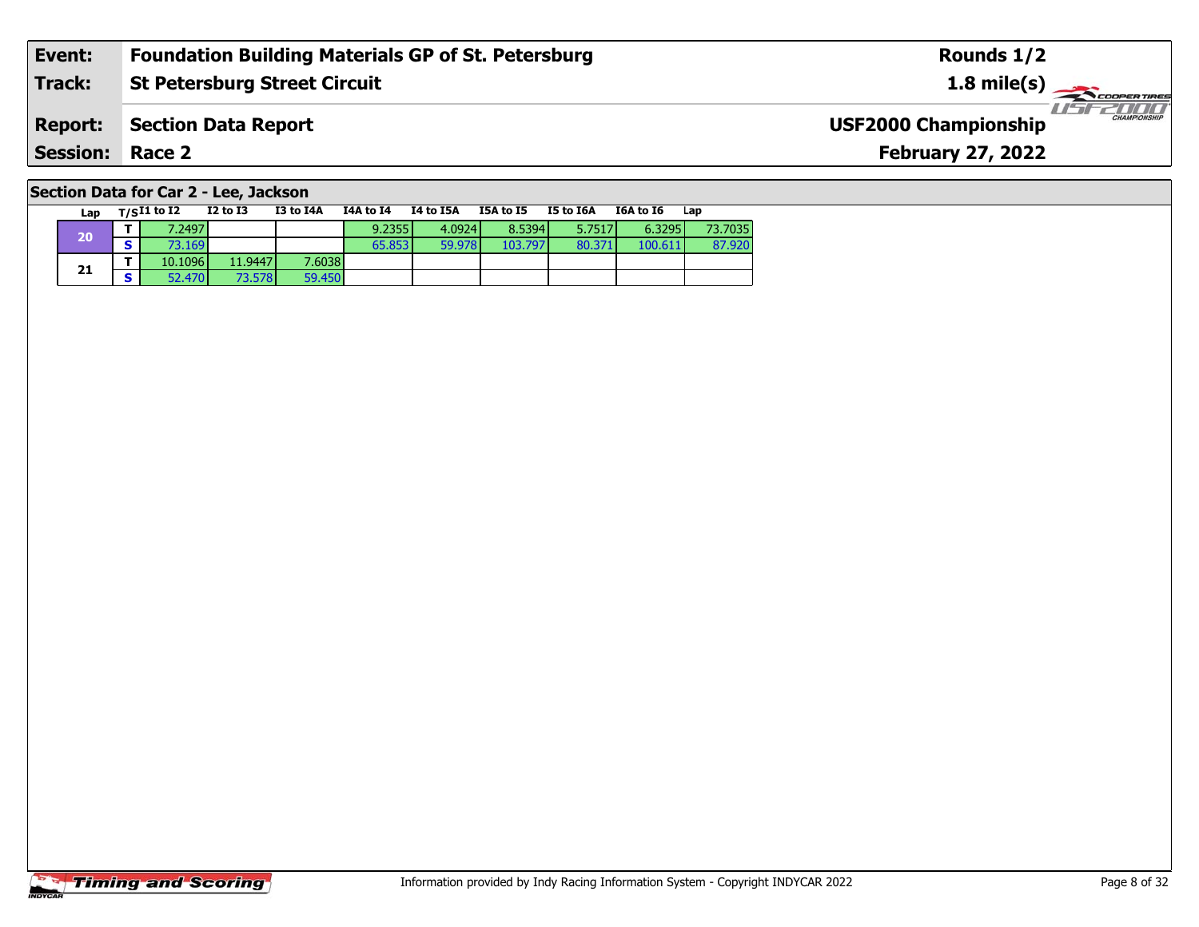| Event: | Foundation Building Materials GP of St. Petersburg | Rounds 1/2 |
|---|---|---|
| Track: | St Petersburg Street Circuit | 1.8 mile(s) |
| Report: | Section Data Report | USF2000 Championship |
| Session: | Race 2 | February 27, 2022 |

## Section Data for Car 2 - Lee, Jackson

| Lap | T/S | I1 to I2 | I2 to I3 | I3 to I4A | I4A to I4 | I4 to I5A | I5A to I5 | I5 to I6A | I6A to I6 | Lap |
|---|---|---|---|---|---|---|---|---|---|---|
| 20 | T | 7.2497 | | | 9.2355 | 4.0924 | 8.5394 | 5.7517 | 6.3295 | 73.7035 |
| | S | 73.169 | | | 65.853 | 59.978 | 103.797 | 80.371 | 100.611 | 87.920 |
| 21 | T | 10.1096 | 11.9447 | 7.6038 | | | | | | |
| | S | 52.470 | 73.578 | 59.450 | | | | | | |

Information provided by Indy Racing Information System - Copyright INDYCAR 2022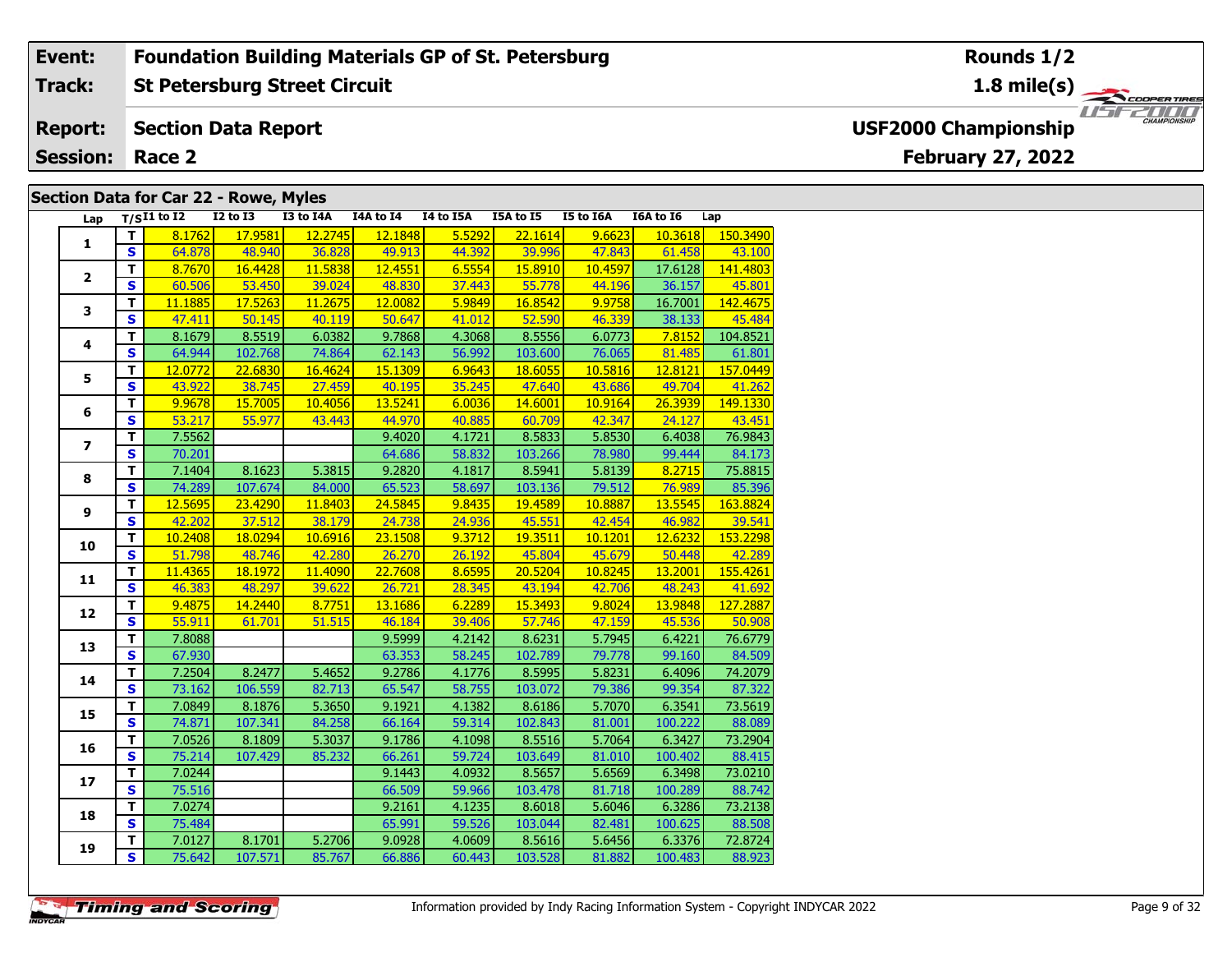| | |
|---|---|
| **Event:** | **Foundation Building Materials GP of St. Petersburg** |
| **Track:** | **St Petersburg Street Circuit** |
| **Report:** | **Section Data Report** |
| **Session:** | **Race 2** |

**Rounds 1/2**

**1.8 mile(s)**

**USF2000 Championship**

**February 27, 2022**

## Section Data for Car 22 - Rowe, Myles

| Lap | T/S | I1 to I2 | I2 to I3 | I3 to I4A | I4A to I4 | I4 to I5A | I5A to I5 | I5 to I6A | I6A to I6 | Lap |
|---|---|---|---|---|---|---|---|---|---|---|
| 1 | T | 8.1762 | 17.9581 | 12.2745 | 12.1848 | 5.5292 | 22.1614 | 9.6623 | 10.3618 | 150.3490 |
| | S | 64.878 | 48.940 | 36.828 | 49.913 | 44.392 | 39.996 | 47.843 | 61.458 | 43.100 |
| 2 | T | 8.7670 | 16.4428 | 11.5838 | 12.4551 | 6.5554 | 15.8910 | 10.4597 | 17.6128 | 141.4803 |
| | S | 60.506 | 53.450 | 39.024 | 48.830 | 37.443 | 55.778 | 44.196 | 36.157 | 45.801 |
| 3 | T | 11.1885 | 17.5263 | 11.2675 | 12.0082 | 5.9849 | 16.8542 | 9.9758 | 16.7001 | 142.4675 |
| | S | 47.411 | 50.145 | 40.119 | 50.647 | 41.012 | 52.590 | 46.339 | 38.133 | 45.484 |
| 4 | T | 8.1679 | 8.5519 | 6.0382 | 9.7868 | 4.3068 | 8.5556 | 6.0773 | 7.8152 | 104.8521 |
| | S | 64.944 | 102.768 | 74.864 | 62.143 | 56.992 | 103.600 | 76.065 | 81.485 | 61.801 |
| 5 | T | 12.0772 | 22.6830 | 16.4624 | 15.1309 | 6.9643 | 18.6055 | 10.5816 | 12.8121 | 157.0449 |
| | S | 43.922 | 38.745 | 27.459 | 40.195 | 35.245 | 47.640 | 43.686 | 49.704 | 41.262 |
| 6 | T | 9.9678 | 15.7005 | 10.4056 | 13.5241 | 6.0036 | 14.6001 | 10.9164 | 26.3939 | 149.1330 |
| | S | 53.217 | 55.977 | 43.443 | 44.970 | 40.885 | 60.709 | 42.347 | 24.127 | 43.451 |
| 7 | T | 7.5562 | | | 9.4020 | 4.1721 | 8.5833 | 5.8530 | 6.4038 | 76.9843 |
| | S | 70.201 | | | 64.686 | 58.832 | 103.266 | 78.980 | 99.444 | 84.173 |
| 8 | T | 7.1404 | 8.1623 | 5.3815 | 9.2820 | 4.1817 | 8.5941 | 5.8139 | 8.2715 | 75.8815 |
| | S | 74.289 | 107.674 | 84.000 | 65.523 | 58.697 | 103.136 | 79.512 | 76.989 | 85.396 |
| 9 | T | 12.5695 | 23.4290 | 11.8403 | 24.5845 | 9.8435 | 19.4589 | 10.8887 | 13.5545 | 163.8824 |
| | S | 42.202 | 37.512 | 38.179 | 24.738 | 24.936 | 45.551 | 42.454 | 46.982 | 39.541 |
| 10 | T | 10.2408 | 18.0294 | 10.6916 | 23.1508 | 9.3712 | 19.3511 | 10.1201 | 12.6232 | 153.2298 |
| | S | 51.798 | 48.746 | 42.280 | 26.270 | 26.192 | 45.804 | 45.679 | 50.448 | 42.289 |
| 11 | T | 11.4365 | 18.1972 | 11.4090 | 22.7608 | 8.6595 | 20.5204 | 10.8245 | 13.2001 | 155.4261 |
| | S | 46.383 | 48.297 | 39.622 | 26.721 | 28.345 | 43.194 | 42.706 | 48.243 | 41.692 |
| 12 | T | 9.4875 | 14.2440 | 8.7751 | 13.1686 | 6.2289 | 15.3493 | 9.8024 | 13.9848 | 127.2887 |
| | S | 55.911 | 61.701 | 51.515 | 46.184 | 39.406 | 57.746 | 47.159 | 45.536 | 50.908 |
| 13 | T | 7.8088 | | | 9.5999 | 4.2142 | 8.6231 | 5.7945 | 6.4221 | 76.6779 |
| | S | 67.930 | | | 63.353 | 58.245 | 102.789 | 79.778 | 99.160 | 84.509 |
| 14 | T | 7.2504 | 8.2477 | 5.4652 | 9.2786 | 4.1776 | 8.5995 | 5.8231 | 6.4096 | 74.2079 |
| | S | 73.162 | 106.559 | 82.713 | 65.547 | 58.755 | 103.072 | 79.386 | 99.354 | 87.322 |
| 15 | T | 7.0849 | 8.1876 | 5.3650 | 9.1921 | 4.1382 | 8.6186 | 5.7070 | 6.3541 | 73.5619 |
| | S | 74.871 | 107.341 | 84.258 | 66.164 | 59.314 | 102.843 | 81.001 | 100.222 | 88.089 |
| 16 | T | 7.0526 | 8.1809 | 5.3037 | 9.1786 | 4.1098 | 8.5516 | 5.7064 | 6.3427 | 73.2904 |
| | S | 75.214 | 107.429 | 85.232 | 66.261 | 59.724 | 103.649 | 81.010 | 100.402 | 88.415 |
| 17 | T | 7.0244 | | | 9.1443 | 4.0932 | 8.5657 | 5.6569 | 6.3498 | 73.0210 |
| | S | 75.516 | | | 66.509 | 59.966 | 103.478 | 81.718 | 100.289 | 88.742 |
| 18 | T | 7.0274 | | | 9.2161 | 4.1235 | 8.6018 | 5.6046 | 6.3286 | 73.2138 |
| | S | 75.484 | | | 65.991 | 59.526 | 103.044 | 82.481 | 100.625 | 88.508 |
| 19 | T | 7.0127 | 8.1701 | 5.2706 | 9.0928 | 4.0609 | 8.5616 | 5.6456 | 6.3376 | 72.8724 |
| | S | 75.642 | 107.571 | 85.767 | 66.886 | 60.443 | 103.528 | 81.882 | 100.483 | 88.923 |

Information provided by Indy Racing Information System - Copyright INDYCAR 2022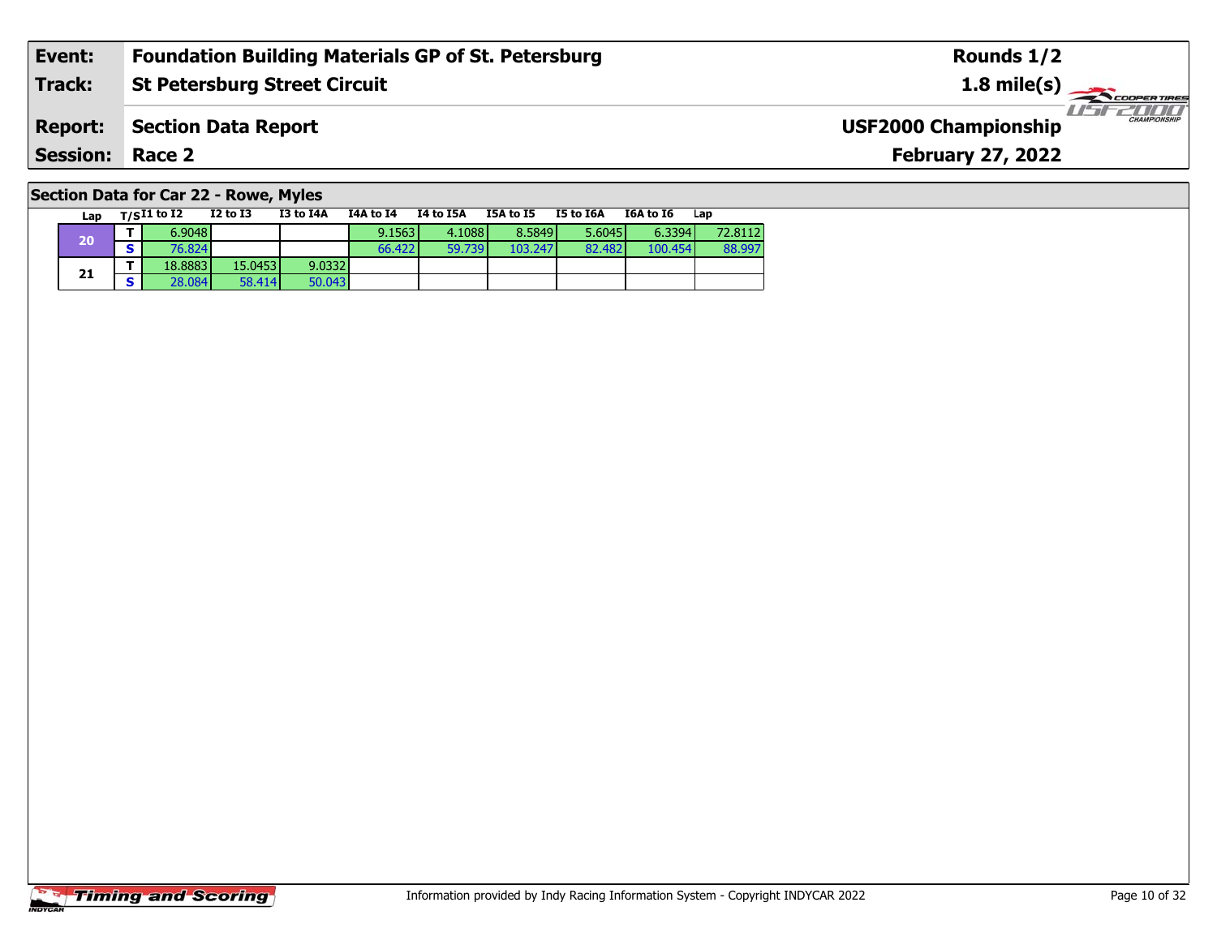| Event: | Foundation Building Materials GP of St. Petersburg | Rounds 1/2 |
|---|---|---|
| Track: | St Petersburg Street Circuit | 1.8 mile(s) |
| Report: | Section Data Report | USF2000 Championship |
| Session: | Race 2 | February 27, 2022 |

## Section Data for Car 22 - Rowe, Myles

| Lap | T/S | I1 to I2 | I2 to I3 | I3 to I4A | I4A to I4 | I4 to I5A | I5A to I5 | I5 to I6A | I6A to I6 | Lap |
|---|---|---|---|---|---|---|---|---|---|---|
| 20 | T | 6.9048 | | | 9.1563 | 4.1088 | 8.5849 | 5.6045 | 6.3394 | 72.8112 |
| | S | 76.824 | | | 66.422 | 59.739 | 103.247 | 82.482 | 100.454 | 88.997 |
| 21 | T | 18.8883 | 15.0453 | 9.0332 | | | | | | |
| | S | 28.084 | 58.414 | 50.043 | | | | | | |

Information provided by Indy Racing Information System - Copyright INDYCAR 2022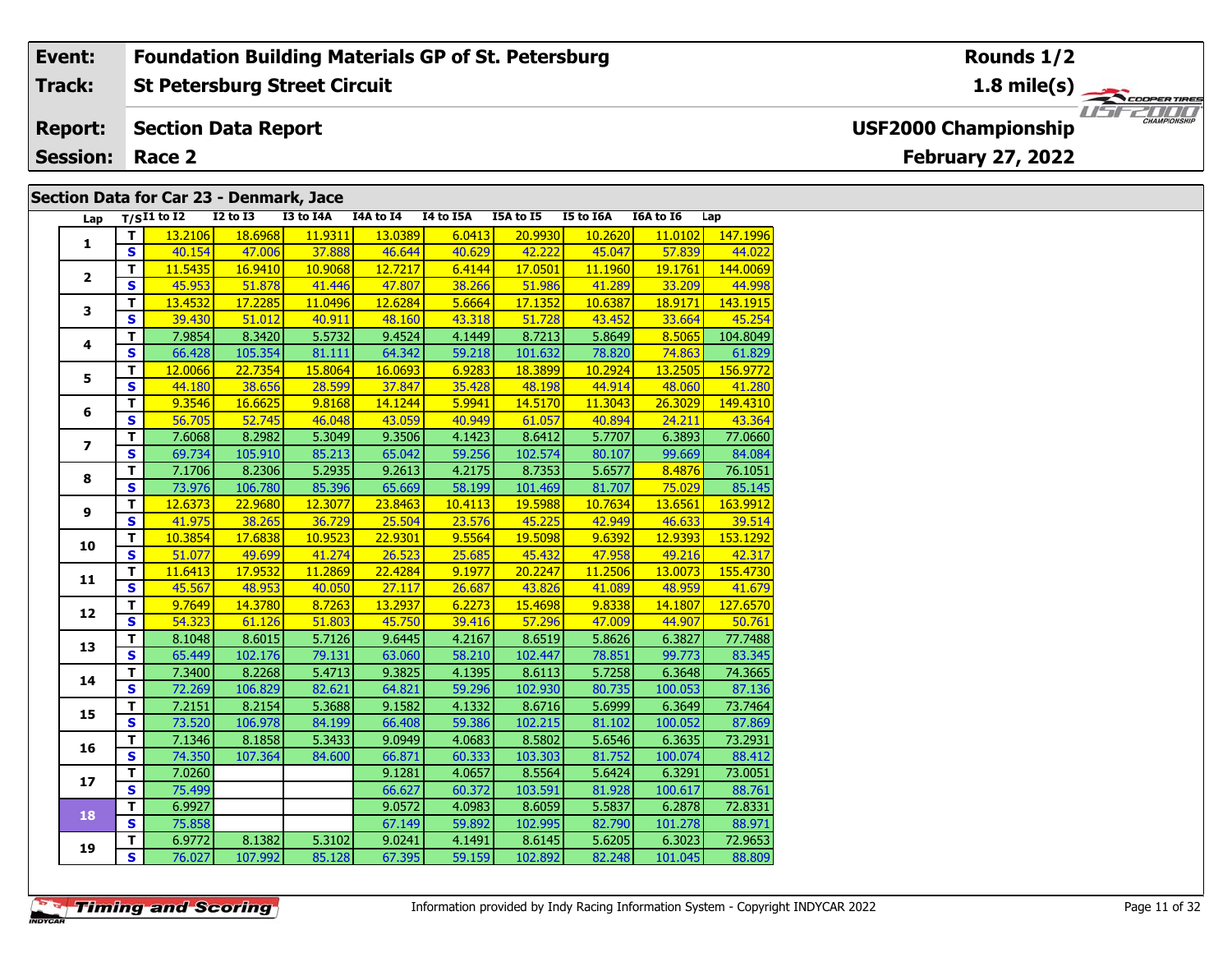| Event: | Foundation Building Materials GP of St. Petersburg | Rounds 1/2 |
|---|---|---|
| Track: | St Petersburg Street Circuit | 1.8 mile(s) |
| Report: | Section Data Report | USF2000 Championship |
| Session: | Race 2 | February 27, 2022 |

## Section Data for Car 23 - Denmark, Jace

| Lap | T/S | I1 to I2 | I2 to I3 | I3 to I4A | I4A to I4 | I4 to I5A | I5A to I5 | I5 to I6A | I6A to I6 | Lap |
|---|---|---|---|---|---|---|---|---|---|---|
| 1 | T | 13.2106 | 18.6968 | 11.9311 | 13.0389 | 6.0413 | 20.9930 | 10.2620 | 11.0102 | 147.1996 |
| | S | 40.154 | 47.006 | 37.888 | 46.644 | 40.629 | 42.222 | 45.047 | 57.839 | 44.022 |
| 2 | T | 11.5435 | 16.9410 | 10.9068 | 12.7217 | 6.4144 | 17.0501 | 11.1960 | 19.1761 | 144.0069 |
| | S | 45.953 | 51.878 | 41.446 | 47.807 | 38.266 | 51.986 | 41.289 | 33.209 | 44.998 |
| 3 | T | 13.4532 | 17.2285 | 11.0496 | 12.6284 | 5.6664 | 17.1352 | 10.6387 | 18.9171 | 143.1915 |
| | S | 39.430 | 51.012 | 40.911 | 48.160 | 43.318 | 51.728 | 43.452 | 33.664 | 45.254 |
| 4 | T | 7.9854 | 8.3420 | 5.5732 | 9.4524 | 4.1449 | 8.7213 | 5.8649 | 8.5065 | 104.8049 |
| | S | 66.428 | 105.354 | 81.111 | 64.342 | 59.218 | 101.632 | 78.820 | 74.863 | 61.829 |
| 5 | T | 12.0066 | 22.7354 | 15.8064 | 16.0693 | 6.9283 | 18.3899 | 10.2924 | 13.2505 | 156.9772 |
| | S | 44.180 | 38.656 | 28.599 | 37.847 | 35.428 | 48.198 | 44.914 | 48.060 | 41.280 |
| 6 | T | 9.3546 | 16.6625 | 9.8168 | 14.1244 | 5.9941 | 14.5170 | 11.3043 | 26.3029 | 149.4310 |
| | S | 56.705 | 52.745 | 46.048 | 43.059 | 40.949 | 61.057 | 40.894 | 24.211 | 43.364 |
| 7 | T | 7.6068 | 8.2982 | 5.3049 | 9.3506 | 4.1423 | 8.6412 | 5.7707 | 6.3893 | 77.0660 |
| | S | 69.734 | 105.910 | 85.213 | 65.042 | 59.256 | 102.574 | 80.107 | 99.669 | 84.084 |
| 8 | T | 7.1706 | 8.2306 | 5.2935 | 9.2613 | 4.2175 | 8.7353 | 5.6577 | 8.4876 | 76.1051 |
| | S | 73.976 | 106.780 | 85.396 | 65.669 | 58.199 | 101.469 | 81.707 | 75.029 | 85.145 |
| 9 | T | 12.6373 | 22.9680 | 12.3077 | 23.8463 | 10.4113 | 19.5988 | 10.7634 | 13.6561 | 163.9912 |
| | S | 41.975 | 38.265 | 36.729 | 25.504 | 23.576 | 45.225 | 42.949 | 46.633 | 39.514 |
| 10 | T | 10.3854 | 17.6838 | 10.9523 | 22.9301 | 9.5564 | 19.5098 | 9.6392 | 12.9393 | 153.1292 |
| | S | 51.077 | 49.699 | 41.274 | 26.523 | 25.685 | 45.432 | 47.958 | 49.216 | 42.317 |
| 11 | T | 11.6413 | 17.9532 | 11.2869 | 22.4284 | 9.1977 | 20.2247 | 11.2506 | 13.0073 | 155.4730 |
| | S | 45.567 | 48.953 | 40.050 | 27.117 | 26.687 | 43.826 | 41.089 | 48.959 | 41.679 |
| 12 | T | 9.7649 | 14.3780 | 8.7263 | 13.2937 | 6.2273 | 15.4698 | 9.8338 | 14.1807 | 127.6570 |
| | S | 54.323 | 61.126 | 51.803 | 45.750 | 39.416 | 57.296 | 47.009 | 44.907 | 50.761 |
| 13 | T | 8.1048 | 8.6015 | 5.7126 | 9.6445 | 4.2167 | 8.6519 | 5.8626 | 6.3827 | 77.7488 |
| | S | 65.449 | 102.176 | 79.131 | 63.060 | 58.210 | 102.447 | 78.851 | 99.773 | 83.345 |
| 14 | T | 7.3400 | 8.2268 | 5.4713 | 9.3825 | 4.1395 | 8.6113 | 5.7258 | 6.3648 | 74.3665 |
| | S | 72.269 | 106.829 | 82.621 | 64.821 | 59.296 | 102.930 | 80.735 | 100.053 | 87.136 |
| 15 | T | 7.2151 | 8.2154 | 5.3688 | 9.1582 | 4.1332 | 8.6716 | 5.6999 | 6.3649 | 73.7464 |
| | S | 73.520 | 106.978 | 84.199 | 66.408 | 59.386 | 102.215 | 81.102 | 100.052 | 87.869 |
| 16 | T | 7.1346 | 8.1858 | 5.3433 | 9.0949 | 4.0683 | 8.5802 | 5.6546 | 6.3635 | 73.2931 |
| | S | 74.350 | 107.364 | 84.600 | 66.871 | 60.333 | 103.303 | 81.752 | 100.074 | 88.412 |
| 17 | T | 7.0260 | | | 9.1281 | 4.0657 | 8.5564 | 5.6424 | 6.3291 | 73.0051 |
| | S | 75.499 | | | 66.627 | 60.372 | 103.591 | 81.928 | 100.617 | 88.761 |
| 18 | T | 6.9927 | | | 9.0572 | 4.0983 | 8.6059 | 5.5837 | 6.2878 | 72.8331 |
| | S | 75.858 | | | 67.149 | 59.892 | 102.995 | 82.790 | 101.278 | 88.971 |
| 19 | T | 6.9772 | 8.1382 | 5.3102 | 9.0241 | 4.1491 | 8.6145 | 5.6205 | 6.3023 | 72.9653 |
| | S | 76.027 | 107.992 | 85.128 | 67.395 | 59.159 | 102.892 | 82.248 | 101.045 | 88.809 |

Information provided by Indy Racing Information System - Copyright INDYCAR 2022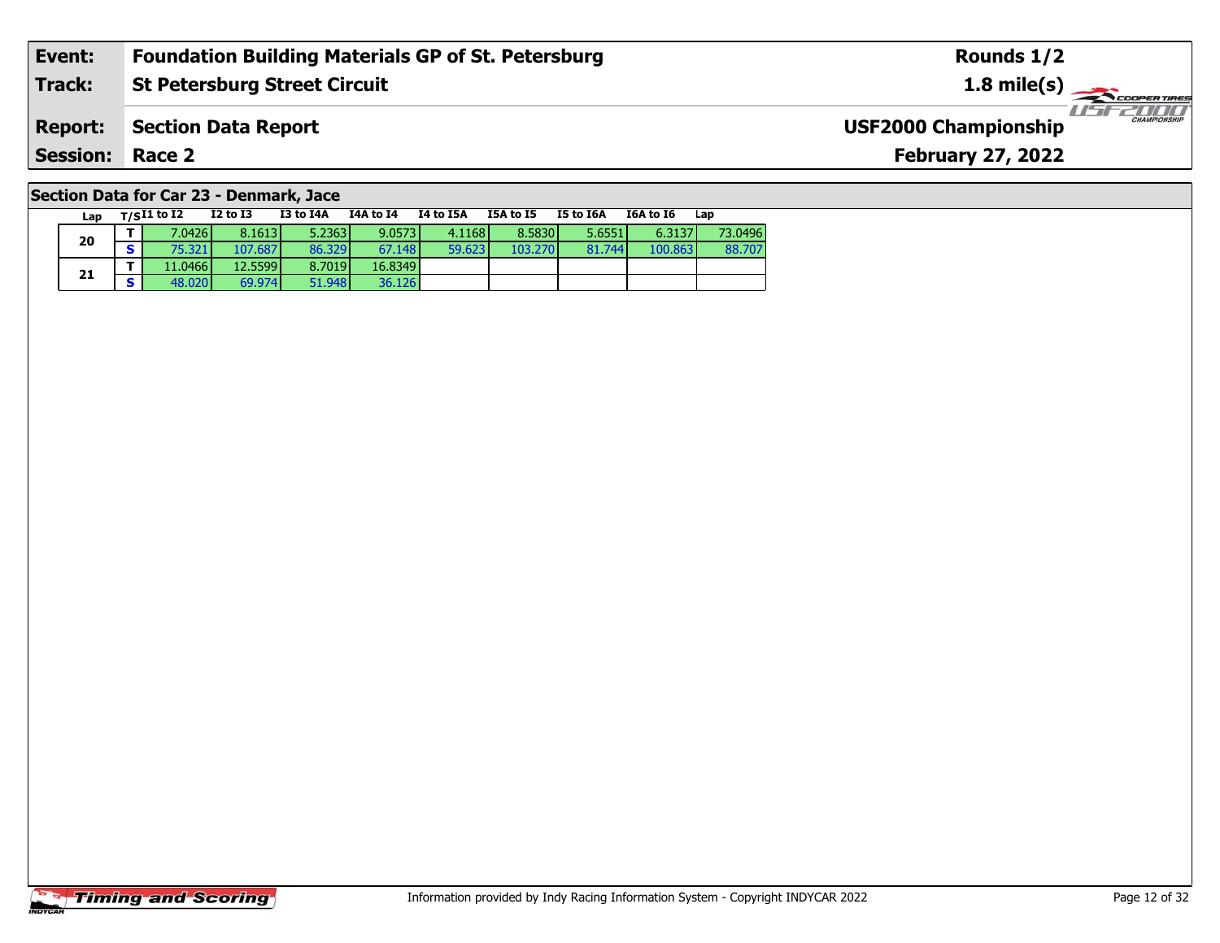| | |
|---|---|
| **Event:** | **Foundation Building Materials GP of St. Petersburg** |
| **Track:** | **St Petersburg Street Circuit** |
| **Report:** | **Section Data Report** |
| **Session:** | **Race 2** |

**Rounds 1/2**

**1.8 mile(s)**

**USF2000 Championship**

**February 27, 2022**

## Section Data for Car 23 - Denmark, Jace

| Lap | T/S | I1 to I2 | I2 to I3 | I3 to I4A | I4A to I4 | I4 to I5A | I5A to I5 | I5 to I6A | I6A to I6 | Lap |
|---|---|---|---|---|---|---|---|---|---|---|
| 20 | T | 7.0426 | 8.1613 | 5.2363 | 9.0573 | 4.1168 | 8.5830 | 5.6551 | 6.3137 | 73.0496 |
| | S | 75.321 | 107.687 | 86.329 | 67.148 | 59.623 | 103.270 | 81.744 | 100.863 | 88.707 |
| 21 | T | 11.0466 | 12.5599 | 8.7019 | 16.8349 | | | | | |
| | S | 48.020 | 69.974 | 51.948 | 36.126 | | | | | |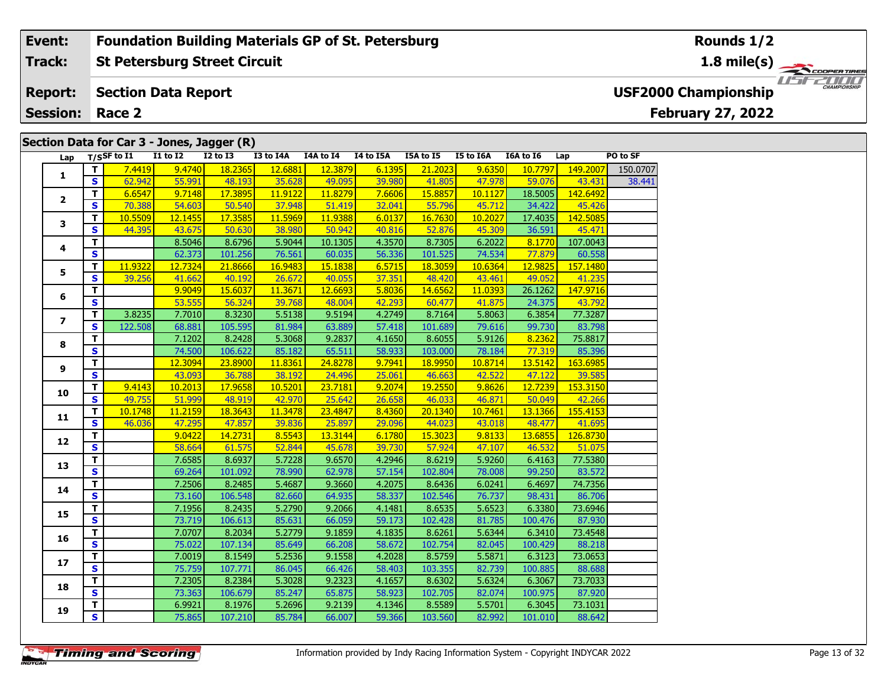| Event: | Foundation Building Materials GP of St. Petersburg | Rounds 1/2 |
|---|---|---|
| Track: | St Petersburg Street Circuit | 1.8 mile(s) |
| Report: | Section Data Report | USF2000 Championship |
| Session: | Race 2 | February 27, 2022 |

## Section Data for Car 3 - Jones, Jagger (R)

| Lap | T/S | SF to I1 | I1 to I2 | I2 to I3 | I3 to I4A | I4A to I4 | I4 to I5A | I5A to I5 | I5 to I6A | I6A to I6 | Lap | PO to SF |
|---|---|---|---|---|---|---|---|---|---|---|---|---|
| 1 | T | 7.4419 | 9.4740 | 18.2365 | 12.6881 | 12.3879 | 6.1395 | 21.2023 | 9.6350 | 10.7797 | 149.2007 | 150.0707 |
| | S | 62.942 | 55.991 | 48.193 | 35.628 | 49.095 | 39.980 | 41.805 | 47.978 | 59.076 | 43.431 | 38.441 |
| 2 | T | 6.6547 | 9.7148 | 17.3895 | 11.9122 | 11.8279 | 7.6606 | 15.8857 | 10.1127 | 18.5005 | 142.6492 | |
| | S | 70.388 | 54.603 | 50.540 | 37.948 | 51.419 | 32.041 | 55.796 | 45.712 | 34.422 | 45.426 | |
| 3 | T | 10.5509 | 12.1455 | 17.3585 | 11.5969 | 11.9388 | 6.0137 | 16.7630 | 10.2027 | 17.4035 | 142.5085 | |
| | S | 44.395 | 43.675 | 50.630 | 38.980 | 50.942 | 40.816 | 52.876 | 45.309 | 36.591 | 45.471 | |
| 4 | T | | 8.5046 | 8.6796 | 5.9044 | 10.1305 | 4.3570 | 8.7305 | 6.2022 | 8.1770 | 107.0043 | |
| | S | | 62.373 | 101.256 | 76.561 | 60.035 | 56.336 | 101.525 | 74.534 | 77.879 | 60.558 | |
| 5 | T | 11.9322 | 12.7324 | 21.8666 | 16.9483 | 15.1838 | 6.5715 | 18.3059 | 10.6364 | 12.9825 | 157.1480 | |
| | S | 39.256 | 41.662 | 40.192 | 26.672 | 40.055 | 37.351 | 48.420 | 43.461 | 49.052 | 41.235 | |
| 6 | T | | 9.9049 | 15.6037 | 11.3671 | 12.6693 | 5.8036 | 14.6562 | 11.0393 | 26.1262 | 147.9716 | |
| | S | | 53.555 | 56.324 | 39.768 | 48.004 | 42.293 | 60.477 | 41.875 | 24.375 | 43.792 | |
| 7 | T | 3.8235 | 7.7010 | 8.3230 | 5.5138 | 9.5194 | 4.2749 | 8.7164 | 5.8063 | 6.3854 | 77.3287 | |
| | S | 122.508 | 68.881 | 105.595 | 81.984 | 63.889 | 57.418 | 101.689 | 79.616 | 99.730 | 83.798 | |
| 8 | T | | 7.1202 | 8.2428 | 5.3068 | 9.2837 | 4.1650 | 8.6055 | 5.9126 | 8.2362 | 75.8817 | |
| | S | | 74.500 | 106.622 | 85.182 | 65.511 | 58.933 | 103.000 | 78.184 | 77.319 | 85.396 | |
| 9 | T | | 12.3094 | 23.8900 | 11.8361 | 24.8278 | 9.7941 | 18.9950 | 10.8714 | 13.5142 | 163.6985 | |
| | S | | 43.093 | 36.788 | 38.192 | 24.496 | 25.061 | 46.663 | 42.522 | 47.122 | 39.585 | |
| 10 | T | 9.4143 | 10.2013 | 17.9658 | 10.5201 | 23.7181 | 9.2074 | 19.2550 | 9.8626 | 12.7239 | 153.3150 | |
| | S | 49.755 | 51.999 | 48.919 | 42.970 | 25.642 | 26.658 | 46.033 | 46.871 | 50.049 | 42.266 | |
| 11 | T | 10.1748 | 11.2159 | 18.3643 | 11.3478 | 23.4847 | 8.4360 | 20.1340 | 10.7461 | 13.1366 | 155.4153 | |
| | S | 46.036 | 47.295 | 47.857 | 39.836 | 25.897 | 29.096 | 44.023 | 43.018 | 48.477 | 41.695 | |
| 12 | T | | 9.0422 | 14.2731 | 8.5543 | 13.3144 | 6.1780 | 15.3023 | 9.8133 | 13.6855 | 126.8730 | |
| | S | | 58.664 | 61.575 | 52.844 | 45.678 | 39.730 | 57.924 | 47.107 | 46.532 | 51.075 | |
| 13 | T | | 7.6585 | 8.6937 | 5.7228 | 9.6570 | 4.2946 | 8.6219 | 5.9260 | 6.4163 | 77.5380 | |
| | S | | 69.264 | 101.092 | 78.990 | 62.978 | 57.154 | 102.804 | 78.008 | 99.250 | 83.572 | |
| 14 | T | | 7.2506 | 8.2485 | 5.4687 | 9.3660 | 4.2075 | 8.6436 | 6.0241 | 6.4697 | 74.7356 | |
| | S | | 73.160 | 106.548 | 82.660 | 64.935 | 58.337 | 102.546 | 76.737 | 98.431 | 86.706 | |
| 15 | T | | 7.1956 | 8.2435 | 5.2790 | 9.2066 | 4.1481 | 8.6535 | 5.6523 | 6.3380 | 73.6946 | |
| | S | | 73.719 | 106.613 | 85.631 | 66.059 | 59.173 | 102.428 | 81.785 | 100.476 | 87.930 | |
| 16 | T | | 7.0707 | 8.2034 | 5.2779 | 9.1859 | 4.1835 | 8.6261 | 5.6344 | 6.3410 | 73.4548 | |
| | S | | 75.022 | 107.134 | 85.649 | 66.208 | 58.672 | 102.754 | 82.045 | 100.429 | 88.218 | |
| 17 | T | | 7.0019 | 8.1549 | 5.2536 | 9.1558 | 4.2028 | 8.5759 | 5.5871 | 6.3123 | 73.0653 | |
| | S | | 75.759 | 107.771 | 86.045 | 66.426 | 58.403 | 103.355 | 82.739 | 100.885 | 88.688 | |
| 18 | T | | 7.2305 | 8.2384 | 5.3028 | 9.2323 | 4.1657 | 8.6302 | 5.6324 | 6.3067 | 73.7033 | |
| | S | | 73.363 | 106.679 | 85.247 | 65.875 | 58.923 | 102.705 | 82.074 | 100.975 | 87.920 | |
| 19 | T | | 6.9921 | 8.1976 | 5.2696 | 9.2139 | 4.1346 | 8.5589 | 5.5701 | 6.3045 | 73.1031 | |
| | S | | 75.865 | 107.210 | 85.784 | 66.007 | 59.366 | 103.560 | 82.992 | 101.010 | 88.642 | |

Information provided by Indy Racing Information System - Copyright INDYCAR 2022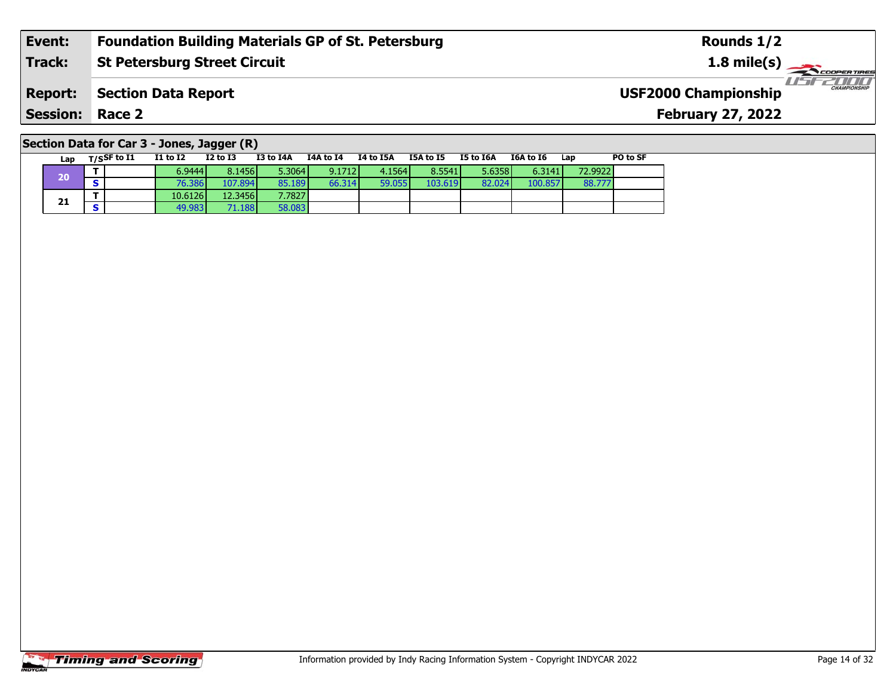| **Event:** | **Foundation Building Materials GP of St. Petersburg** | **Rounds 1/2** |
|---|---|---|
| **Track:** | **St Petersburg Street Circuit** | **1.8 mile(s)** |
| **Report:** | **Section Data Report** | **USF2000 Championship** |
| **Session:** | **Race 2** | **February 27, 2022** |

## Section Data for Car 3 - Jones, Jagger (R)

| Lap | T/S | SF to I1 | I1 to I2 | I2 to I3 | I3 to I4A | I4A to I4 | I4 to I5A | I5A to I5 | I5 to I6A | I6A to I6 | Lap | PO to SF |
|---|---|---|---|---|---|---|---|---|---|---|---|---|
| 20 | T | | 6.9444 | 8.1456 | 5.3064 | 9.1712 | 4.1564 | 8.5541 | 5.6358 | 6.3141 | 72.9922 | |
| | S | | 76.386 | 107.894 | 85.189 | 66.314 | 59.055 | 103.619 | 82.024 | 100.857 | 88.777 | |
| 21 | T | | 10.6126 | 12.3456 | 7.7827 | | | | | | | |
| | S | | 49.983 | 71.188 | 58.083 | | | | | | | |

Information provided by Indy Racing Information System - Copyright INDYCAR 2022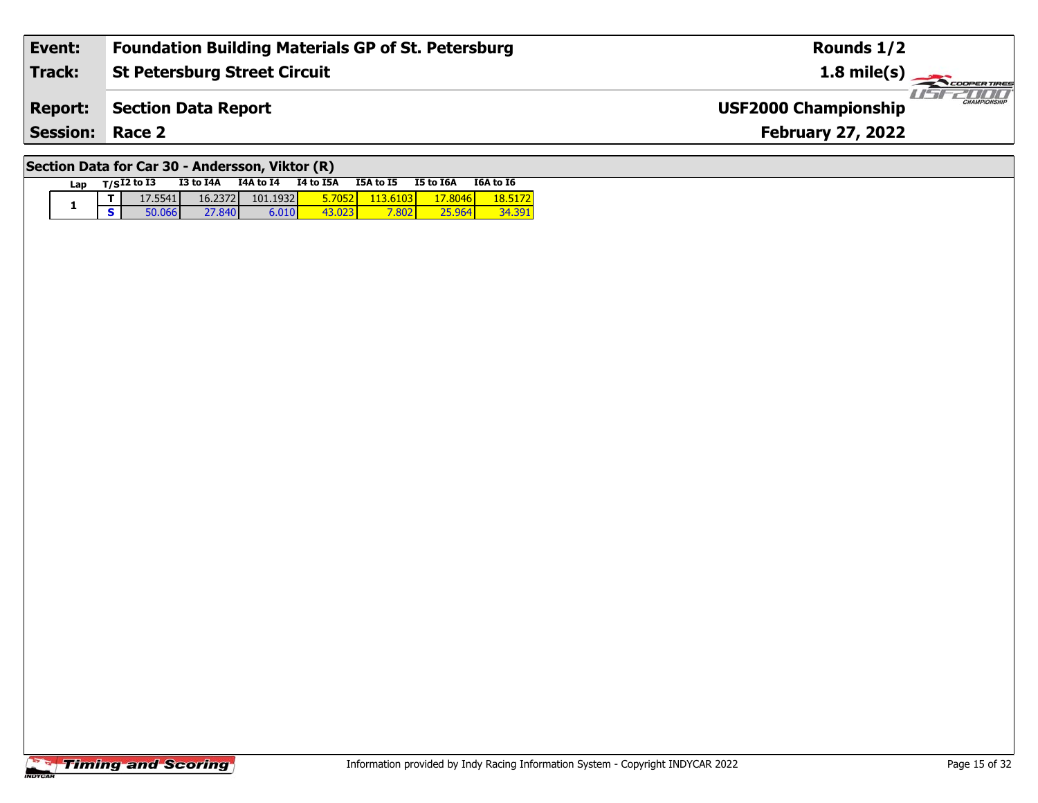| Event: | Foundation Building Materials GP of St. Petersburg | Rounds 1/2 |
|---|---|---|
| Track: | St Petersburg Street Circuit | 1.8 mile(s) |
| Report: | Section Data Report | USF2000 Championship |
| Session: | Race 2 | February 27, 2022 |

## Section Data for Car 30 - Andersson, Viktor (R)

| Lap | T/S | I2 to I3 | I3 to I4A | I4A to I4 | I4 to I5A | I5A to I5 | I5 to I6A | I6A to I6 |
|---|---|---|---|---|---|---|---|---|
| 1 | T | 17.5541 | 16.2372 | 101.1932 | 5.7052 | 113.6103 | 17.8046 | 18.5172 |
| | S | 50.066 | 27.840 | 6.010 | 43.023 | 7.802 | 25.964 | 34.391 |

Information provided by Indy Racing Information System - Copyright INDYCAR 2022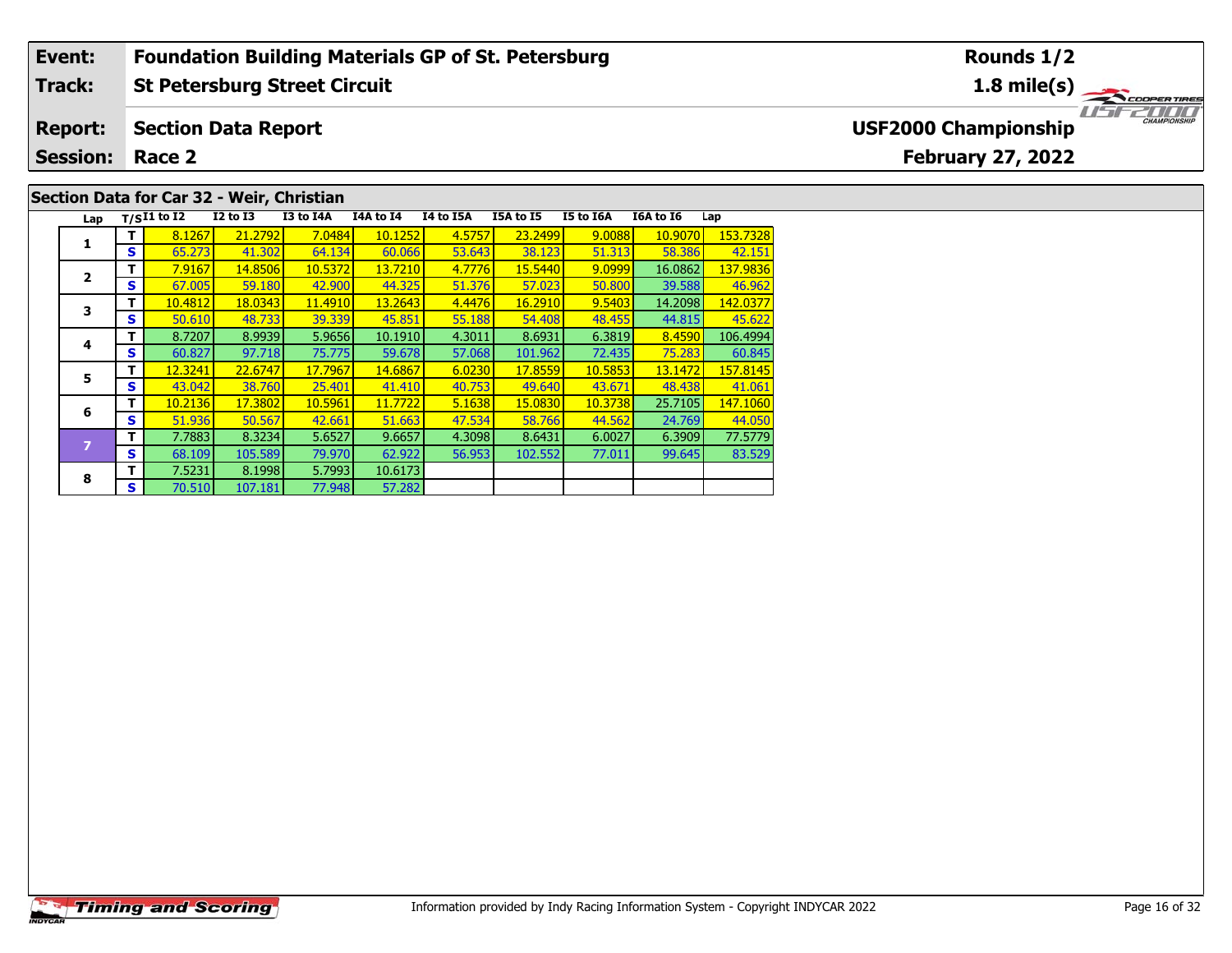| | |
|---|---|
| **Event:** | **Foundation Building Materials GP of St. Petersburg** |
| **Track:** | **St Petersburg Street Circuit** |
| **Report:** | **Section Data Report** |
| **Session:** | **Race 2** |

**Rounds 1/2**

**1.8 mile(s)**

**USF2000 Championship**

**February 27, 2022**

## Section Data for Car 32 - Weir, Christian

| Lap | T/S | I1 to I2 | I2 to I3 | I3 to I4A | I4A to I4 | I4 to I5A | I5A to I5 | I5 to I6A | I6A to I6 | Lap |
|---|---|---|---|---|---|---|---|---|---|---|
| 1 | T | 8.1267 | 21.2792 | 7.0484 | 10.1252 | 4.5757 | 23.2499 | 9.0088 | 10.9070 | 153.7328 |
| | S | 65.273 | 41.302 | 64.134 | 60.066 | 53.643 | 38.123 | 51.313 | 58.386 | 42.151 |
| 2 | T | 7.9167 | 14.8506 | 10.5372 | 13.7210 | 4.7776 | 15.5440 | 9.0999 | 16.0862 | 137.9836 |
| | S | 67.005 | 59.180 | 42.900 | 44.325 | 51.376 | 57.023 | 50.800 | 39.588 | 46.962 |
| 3 | T | 10.4812 | 18.0343 | 11.4910 | 13.2643 | 4.4476 | 16.2910 | 9.5403 | 14.2098 | 142.0377 |
| | S | 50.610 | 48.733 | 39.339 | 45.851 | 55.188 | 54.408 | 48.455 | 44.815 | 45.622 |
| 4 | T | 8.7207 | 8.9939 | 5.9656 | 10.1910 | 4.3011 | 8.6931 | 6.3819 | 8.4590 | 106.4994 |
| | S | 60.827 | 97.718 | 75.775 | 59.678 | 57.068 | 101.962 | 72.435 | 75.283 | 60.845 |
| 5 | T | 12.3241 | 22.6747 | 17.7967 | 14.6867 | 6.0230 | 17.8559 | 10.5853 | 13.1472 | 157.8145 |
| | S | 43.042 | 38.760 | 25.401 | 41.410 | 40.753 | 49.640 | 43.671 | 48.438 | 41.061 |
| 6 | T | 10.2136 | 17.3802 | 10.5961 | 11.7722 | 5.1638 | 15.0830 | 10.3738 | 25.7105 | 147.1060 |
| | S | 51.936 | 50.567 | 42.661 | 51.663 | 47.534 | 58.766 | 44.562 | 24.769 | 44.050 |
| 7 | T | 7.7883 | 8.3234 | 5.6527 | 9.6657 | 4.3098 | 8.6431 | 6.0027 | 6.3909 | 77.5779 |
| | S | 68.109 | 105.589 | 79.970 | 62.922 | 56.953 | 102.552 | 77.011 | 99.645 | 83.529 |
| 8 | T | 7.5231 | 8.1998 | 5.7993 | 10.6173 | | | | | |
| | S | 70.510 | 107.181 | 77.948 | 57.282 | | | | | |

Information provided by Indy Racing Information System - Copyright INDYCAR 2022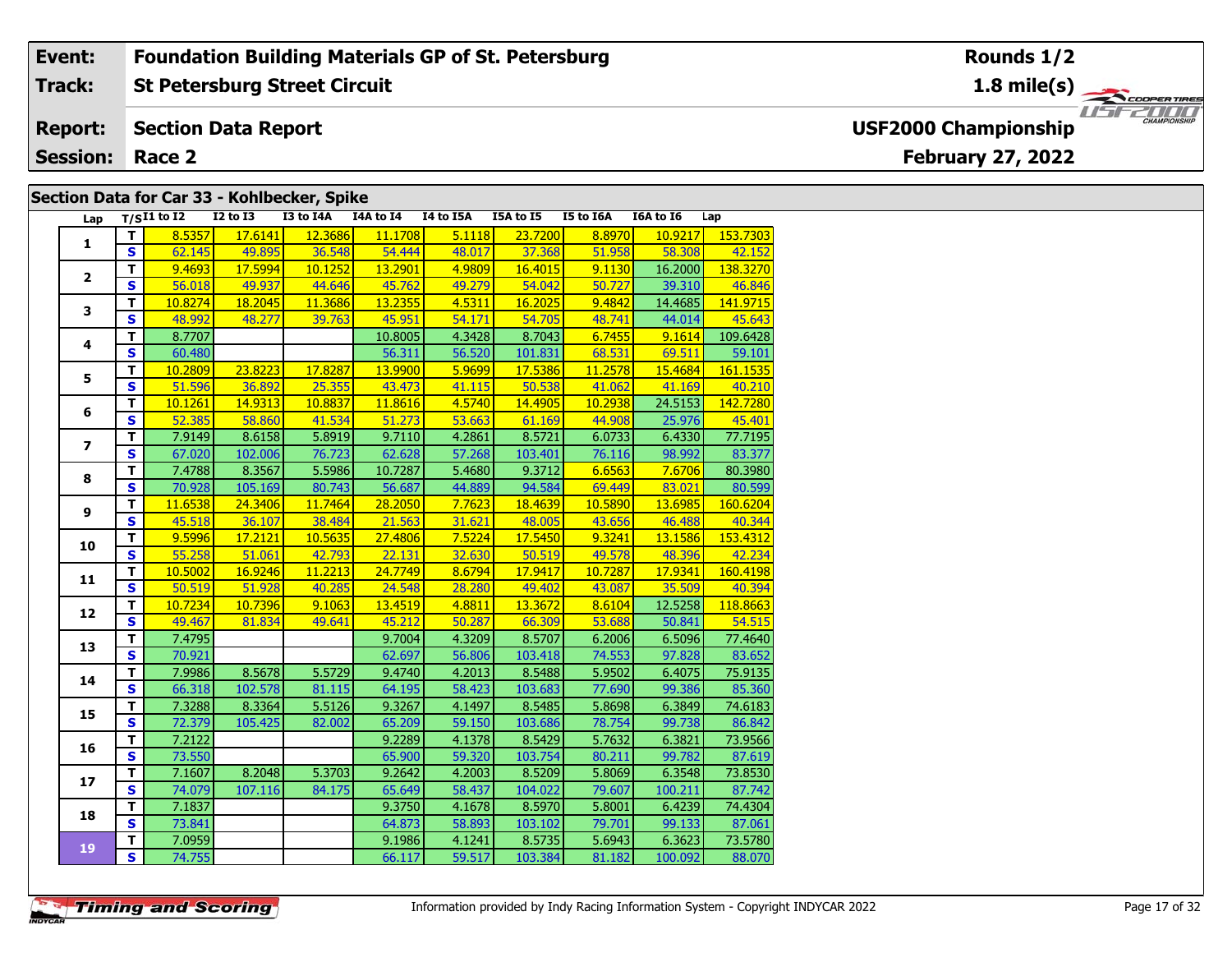| Event: | Foundation Building Materials GP of St. Petersburg | Rounds 1/2 |
|---|---|---|
| Track: | St Petersburg Street Circuit | 1.8 mile(s) |
| Report: | Section Data Report | USF2000 Championship |
| Session: | Race 2 | February 27, 2022 |

## Section Data for Car 33 - Kohlbecker, Spike

| Lap | T/S | I1 to I2 | I2 to I3 | I3 to I4A | I4A to I4 | I4 to I5A | I5A to I5 | I5 to I6A | I6A to I6 | Lap |
|---|---|---|---|---|---|---|---|---|---|---|
| 1 | T | 8.5357 | 17.6141 | 12.3686 | 11.1708 | 5.1118 | 23.7200 | 8.8970 | 10.9217 | 153.7303 |
| | S | 62.145 | 49.895 | 36.548 | 54.444 | 48.017 | 37.368 | 51.958 | 58.308 | 42.152 |
| 2 | T | 9.4693 | 17.5994 | 10.1252 | 13.2901 | 4.9809 | 16.4015 | 9.1130 | 16.2000 | 138.3270 |
| | S | 56.018 | 49.937 | 44.646 | 45.762 | 49.279 | 54.042 | 50.727 | 39.310 | 46.846 |
| 3 | T | 10.8274 | 18.2045 | 11.3686 | 13.2355 | 4.5311 | 16.2025 | 9.4842 | 14.4685 | 141.9715 |
| | S | 48.992 | 48.277 | 39.763 | 45.951 | 54.171 | 54.705 | 48.741 | 44.014 | 45.643 |
| 4 | T | 8.7707 | | | 10.8005 | 4.3428 | 8.7043 | 6.7455 | 9.1614 | 109.6428 |
| | S | 60.480 | | | 56.311 | 56.520 | 101.831 | 68.531 | 69.511 | 59.101 |
| 5 | T | 10.2809 | 23.8223 | 17.8287 | 13.9900 | 5.9699 | 17.5386 | 11.2578 | 15.4684 | 161.1535 |
| | S | 51.596 | 36.892 | 25.355 | 43.473 | 41.115 | 50.538 | 41.062 | 41.169 | 40.210 |
| 6 | T | 10.1261 | 14.9313 | 10.8837 | 11.8616 | 4.5740 | 14.4905 | 10.2938 | 24.5153 | 142.7280 |
| | S | 52.385 | 58.860 | 41.534 | 51.273 | 53.663 | 61.169 | 44.908 | 25.976 | 45.401 |
| 7 | T | 7.9149 | 8.6158 | 5.8919 | 9.7110 | 4.2861 | 8.5721 | 6.0733 | 6.4330 | 77.7195 |
| | S | 67.020 | 102.006 | 76.723 | 62.628 | 57.268 | 103.401 | 76.116 | 98.992 | 83.377 |
| 8 | T | 7.4788 | 8.3567 | 5.5986 | 10.7287 | 5.4680 | 9.3712 | 6.6563 | 7.6706 | 80.3980 |
| | S | 70.928 | 105.169 | 80.743 | 56.687 | 44.889 | 94.584 | 69.449 | 83.021 | 80.599 |
| 9 | T | 11.6538 | 24.3406 | 11.7464 | 28.2050 | 7.7623 | 18.4639 | 10.5890 | 13.6985 | 160.6204 |
| | S | 45.518 | 36.107 | 38.484 | 21.563 | 31.621 | 48.005 | 43.656 | 46.488 | 40.344 |
| 10 | T | 9.5996 | 17.2121 | 10.5635 | 27.4806 | 7.5224 | 17.5450 | 9.3241 | 13.1586 | 153.4312 |
| | S | 55.258 | 51.061 | 42.793 | 22.131 | 32.630 | 50.519 | 49.578 | 48.396 | 42.234 |
| 11 | T | 10.5002 | 16.9246 | 11.2213 | 24.7749 | 8.6794 | 17.9417 | 10.7287 | 17.9341 | 160.4198 |
| | S | 50.519 | 51.928 | 40.285 | 24.548 | 28.280 | 49.402 | 43.087 | 35.509 | 40.394 |
| 12 | T | 10.7234 | 10.7396 | 9.1063 | 13.4519 | 4.8811 | 13.3672 | 8.6104 | 12.5258 | 118.8663 |
| | S | 49.467 | 81.834 | 49.641 | 45.212 | 50.287 | 66.309 | 53.688 | 50.841 | 54.515 |
| 13 | T | 7.4795 | | | 9.7004 | 4.3209 | 8.5707 | 6.2006 | 6.5096 | 77.4640 |
| | S | 70.921 | | | 62.697 | 56.806 | 103.418 | 74.553 | 97.828 | 83.652 |
| 14 | T | 7.9986 | 8.5678 | 5.5729 | 9.4740 | 4.2013 | 8.5488 | 5.9502 | 6.4075 | 75.9135 |
| | S | 66.318 | 102.578 | 81.115 | 64.195 | 58.423 | 103.683 | 77.690 | 99.386 | 85.360 |
| 15 | T | 7.3288 | 8.3364 | 5.5126 | 9.3267 | 4.1497 | 8.5485 | 5.8698 | 6.3849 | 74.6183 |
| | S | 72.379 | 105.425 | 82.002 | 65.209 | 59.150 | 103.686 | 78.754 | 99.738 | 86.842 |
| 16 | T | 7.2122 | | | 9.2289 | 4.1378 | 8.5429 | 5.7632 | 6.3821 | 73.9566 |
| | S | 73.550 | | | 65.900 | 59.320 | 103.754 | 80.211 | 99.782 | 87.619 |
| 17 | T | 7.1607 | 8.2048 | 5.3703 | 9.2642 | 4.2003 | 8.5209 | 5.8069 | 6.3548 | 73.8530 |
| | S | 74.079 | 107.116 | 84.175 | 65.649 | 58.437 | 104.022 | 79.607 | 100.211 | 87.742 |
| 18 | T | 7.1837 | | | 9.3750 | 4.1678 | 8.5970 | 5.8001 | 6.4239 | 74.4304 |
| | S | 73.841 | | | 64.873 | 58.893 | 103.102 | 79.701 | 99.133 | 87.061 |
| 19 | T | 7.0959 | | | 9.1986 | 4.1241 | 8.5735 | 5.6943 | 6.3623 | 73.5780 |
| | S | 74.755 | | | 66.117 | 59.517 | 103.384 | 81.182 | 100.092 | 88.070 |

Information provided by Indy Racing Information System - Copyright INDYCAR 2022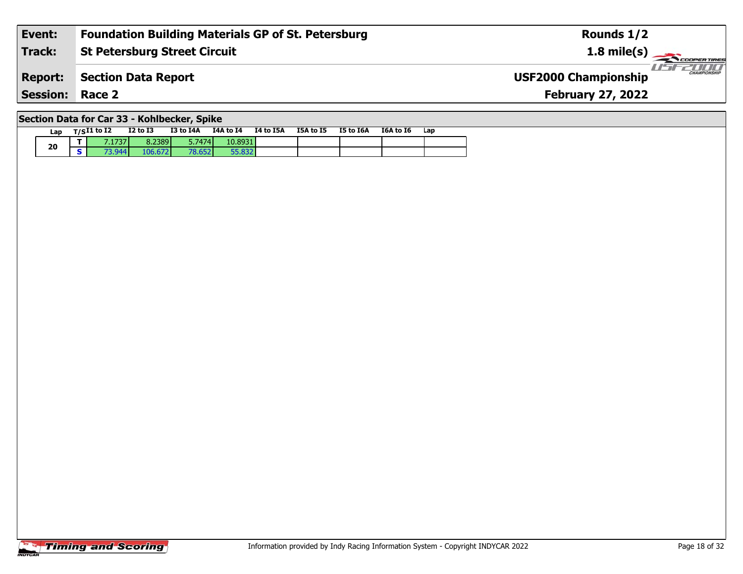| **Event:** | **Foundation Building Materials GP of St. Petersburg** | **Rounds 1/2** |
|---|---|---|
| **Track:** | **St Petersburg Street Circuit** | **1.8 mile(s)** |
| **Report:** | **Section Data Report** | **USF2000 Championship** |
| **Session:** | **Race 2** | **February 27, 2022** |

## Section Data for Car 33 - Kohlbecker, Spike

| Lap | T/S | I1 to I2 | I2 to I3 | I3 to I4A | I4A to I4 | I4 to I5A | I5A to I5 | I5 to I6A | I6A to I6 | Lap |
|---|---|---|---|---|---|---|---|---|---|---|
| 20 | T | 7.1737 | 8.2389 | 5.7474 | 10.8931 | | | | | |
| | S | 73.944 | 106.672 | 78.652 | 55.832 | | | | | |

Information provided by Indy Racing Information System - Copyright INDYCAR 2022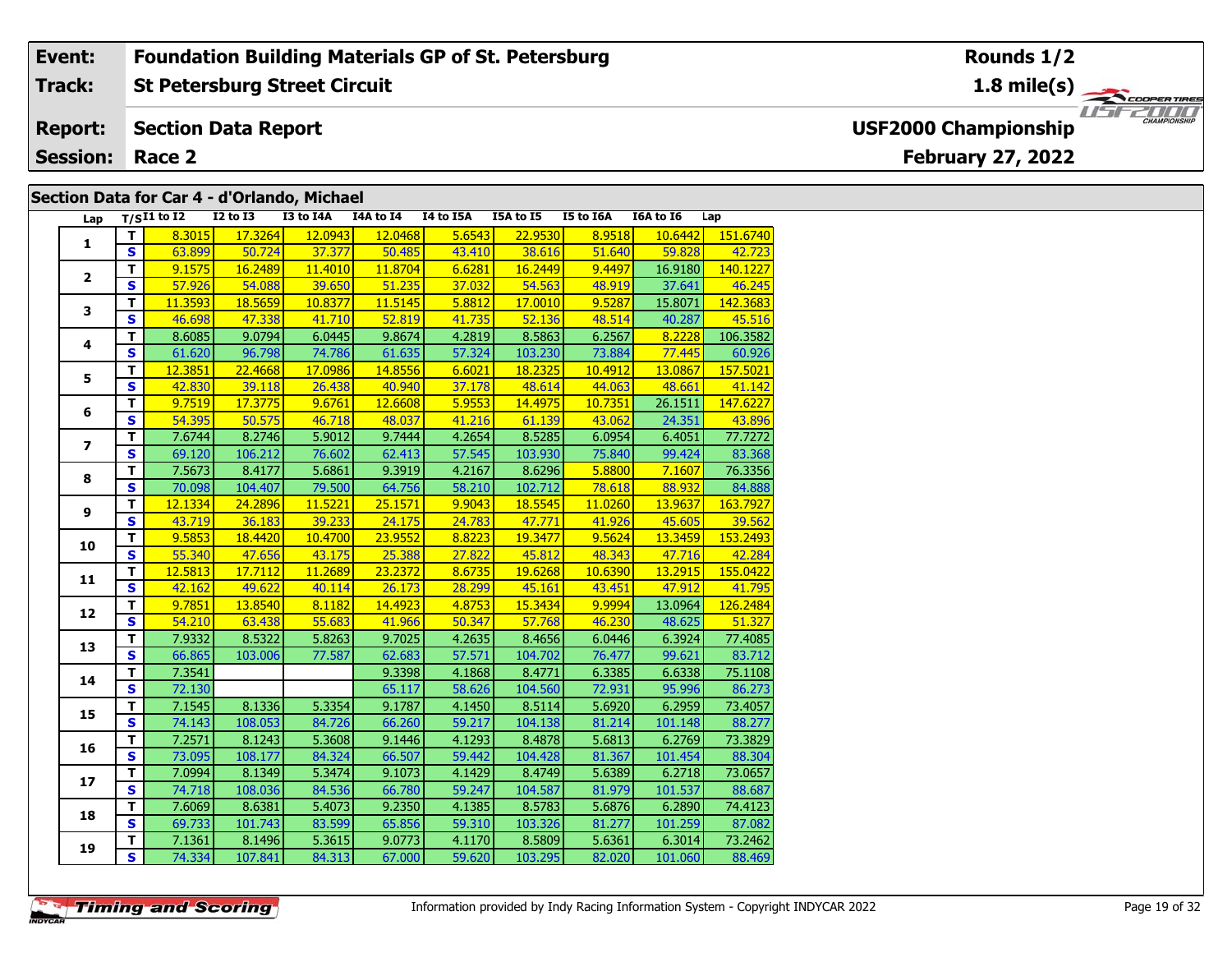| **Event:** | **Foundation Building Materials GP of St. Petersburg** | **Rounds 1/2** |
|---|---|---|
| **Track:** | **St Petersburg Street Circuit** | **1.8 mile(s)** |
| **Report:** | **Section Data Report** | **USF2000 Championship** |
| **Session:** | **Race 2** | **February 27, 2022** |

## Section Data for Car 4 - d'Orlando, Michael

| Lap | T/S | I1 to I2 | I2 to I3 | I3 to I4A | I4A to I4 | I4 to I5A | I5A to I5 | I5 to I6A | I6A to I6 | Lap |
|---|---|---|---|---|---|---|---|---|---|---|
| 1 | T | 8.3015 | 17.3264 | 12.0943 | 12.0468 | 5.6543 | 22.9530 | 8.9518 | 10.6442 | 151.6740 |
| | S | 63.899 | 50.724 | 37.377 | 50.485 | 43.410 | 38.616 | 51.640 | 59.828 | 42.723 |
| 2 | T | 9.1575 | 16.2489 | 11.4010 | 11.8704 | 6.6281 | 16.2449 | 9.4497 | 16.9180 | 140.1227 |
| | S | 57.926 | 54.088 | 39.650 | 51.235 | 37.032 | 54.563 | 48.919 | 37.641 | 46.245 |
| 3 | T | 11.3593 | 18.5659 | 10.8377 | 11.5145 | 5.8812 | 17.0010 | 9.5287 | 15.8071 | 142.3683 |
| | S | 46.698 | 47.338 | 41.710 | 52.819 | 41.735 | 52.136 | 48.514 | 40.287 | 45.516 |
| 4 | T | 8.6085 | 9.0794 | 6.0445 | 9.8674 | 4.2819 | 8.5863 | 6.2567 | 8.2228 | 106.3582 |
| | S | 61.620 | 96.798 | 74.786 | 61.635 | 57.324 | 103.230 | 73.884 | 77.445 | 60.926 |
| 5 | T | 12.3851 | 22.4668 | 17.0986 | 14.8556 | 6.6021 | 18.2325 | 10.4912 | 13.0867 | 157.5021 |
| | S | 42.830 | 39.118 | 26.438 | 40.940 | 37.178 | 48.614 | 44.063 | 48.661 | 41.142 |
| 6 | T | 9.7519 | 17.3775 | 9.6761 | 12.6608 | 5.9553 | 14.4975 | 10.7351 | 26.1511 | 147.6227 |
| | S | 54.395 | 50.575 | 46.718 | 48.037 | 41.216 | 61.139 | 43.062 | 24.351 | 43.896 |
| 7 | T | 7.6744 | 8.2746 | 5.9012 | 9.7444 | 4.2654 | 8.5285 | 6.0954 | 6.4051 | 77.7272 |
| | S | 69.120 | 106.212 | 76.602 | 62.413 | 57.545 | 103.930 | 75.840 | 99.424 | 83.368 |
| 8 | T | 7.5673 | 8.4177 | 5.6861 | 9.3919 | 4.2167 | 8.6296 | 5.8800 | 7.1607 | 76.3356 |
| | S | 70.098 | 104.407 | 79.500 | 64.756 | 58.210 | 102.712 | 78.618 | 88.932 | 84.888 |
| 9 | T | 12.1334 | 24.2896 | 11.5221 | 25.1571 | 9.9043 | 18.5545 | 11.0260 | 13.9637 | 163.7927 |
| | S | 43.719 | 36.183 | 39.233 | 24.175 | 24.783 | 47.771 | 41.926 | 45.605 | 39.562 |
| 10 | T | 9.5853 | 18.4420 | 10.4700 | 23.9552 | 8.8223 | 19.3477 | 9.5624 | 13.3459 | 153.2493 |
| | S | 55.340 | 47.656 | 43.175 | 25.388 | 27.822 | 45.812 | 48.343 | 47.716 | 42.284 |
| 11 | T | 12.5813 | 17.7112 | 11.2689 | 23.2372 | 8.6735 | 19.6268 | 10.6390 | 13.2915 | 155.0422 |
| | S | 42.162 | 49.622 | 40.114 | 26.173 | 28.299 | 45.161 | 43.451 | 47.912 | 41.795 |
| 12 | T | 9.7851 | 13.8540 | 8.1182 | 14.4923 | 4.8753 | 15.3434 | 9.9994 | 13.0964 | 126.2484 |
| | S | 54.210 | 63.438 | 55.683 | 41.966 | 50.347 | 57.768 | 46.230 | 48.625 | 51.327 |
| 13 | T | 7.9332 | 8.5322 | 5.8263 | 9.7025 | 4.2635 | 8.4656 | 6.0446 | 6.3924 | 77.4085 |
| | S | 66.865 | 103.006 | 77.587 | 62.683 | 57.571 | 104.702 | 76.477 | 99.621 | 83.712 |
| 14 | T | 7.3541 | | | 9.3398 | 4.1868 | 8.4771 | 6.3385 | 6.6338 | 75.1108 |
| | S | 72.130 | | | 65.117 | 58.626 | 104.560 | 72.931 | 95.996 | 86.273 |
| 15 | T | 7.1545 | 8.1336 | 5.3354 | 9.1787 | 4.1450 | 8.5114 | 5.6920 | 6.2959 | 73.4057 |
| | S | 74.143 | 108.053 | 84.726 | 66.260 | 59.217 | 104.138 | 81.214 | 101.148 | 88.277 |
| 16 | T | 7.2571 | 8.1243 | 5.3608 | 9.1446 | 4.1293 | 8.4878 | 5.6813 | 6.2769 | 73.3829 |
| | S | 73.095 | 108.177 | 84.324 | 66.507 | 59.442 | 104.428 | 81.367 | 101.454 | 88.304 |
| 17 | T | 7.0994 | 8.1349 | 5.3474 | 9.1073 | 4.1429 | 8.4749 | 5.6389 | 6.2718 | 73.0657 |
| | S | 74.718 | 108.036 | 84.536 | 66.780 | 59.247 | 104.587 | 81.979 | 101.537 | 88.687 |
| 18 | T | 7.6069 | 8.6381 | 5.4073 | 9.2350 | 4.1385 | 8.5783 | 5.6876 | 6.2890 | 74.4123 |
| | S | 69.733 | 101.743 | 83.599 | 65.856 | 59.310 | 103.326 | 81.277 | 101.259 | 87.082 |
| 19 | T | 7.1361 | 8.1496 | 5.3615 | 9.0773 | 4.1170 | 8.5809 | 5.6361 | 6.3014 | 73.2462 |
| | S | 74.334 | 107.841 | 84.313 | 67.000 | 59.620 | 103.295 | 82.020 | 101.060 | 88.469 |

Information provided by Indy Racing Information System - Copyright INDYCAR 2022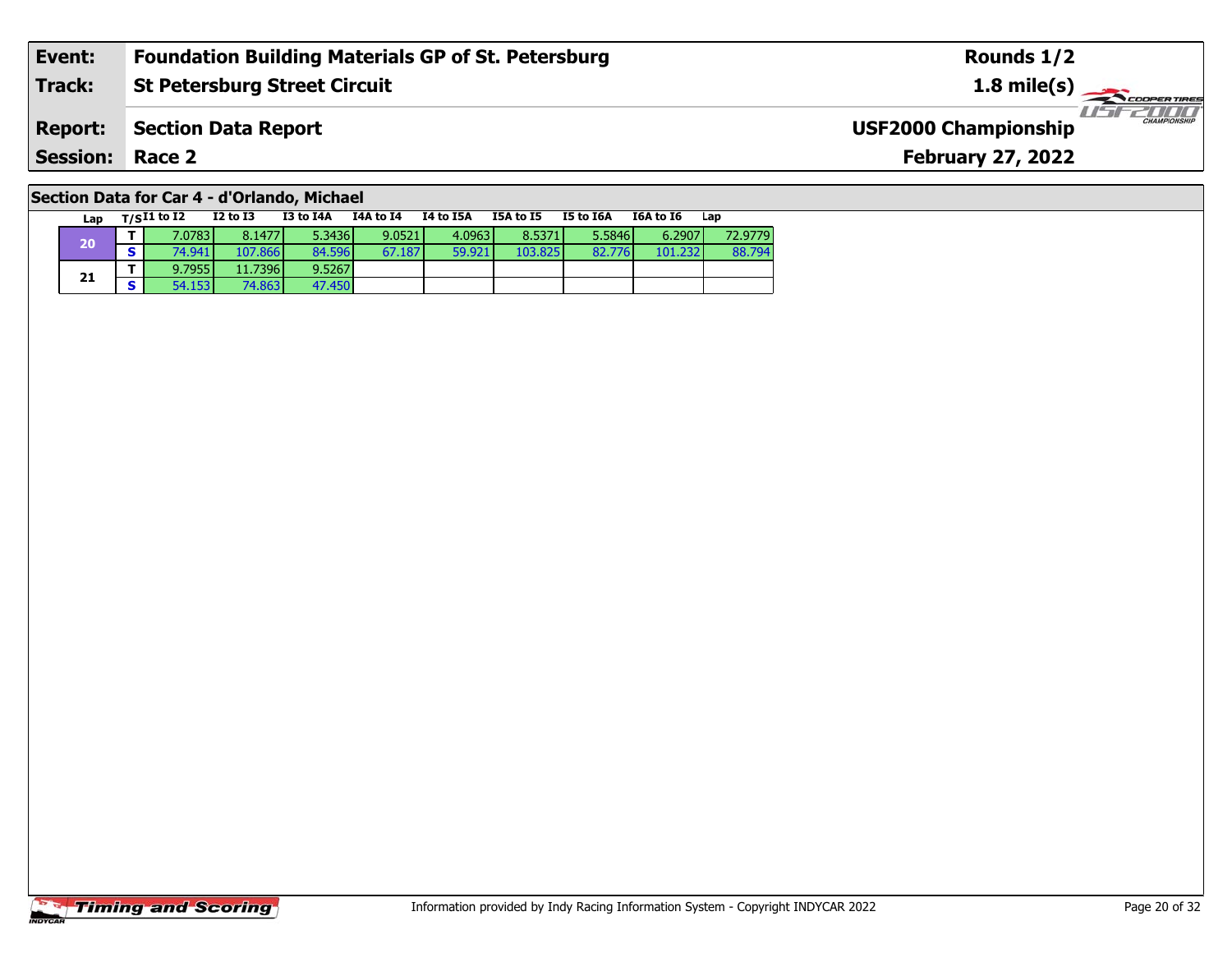| Event: | Foundation Building Materials GP of St. Petersburg | Rounds 1/2 |
|---|---|---|
| Track: | St Petersburg Street Circuit | 1.8 mile(s) |
| Report: | Section Data Report | USF2000 Championship |
| Session: | Race 2 | February 27, 2022 |

## Section Data for Car 4 - d'Orlando, Michael

| Lap | T/S | I1 to I2 | I2 to I3 | I3 to I4A | I4A to I4 | I4 to I5A | I5A to I5 | I5 to I6A | I6A to I6 | Lap |
|---|---|---|---|---|---|---|---|---|---|---|
| 20 | T | 7.0783 | 8.1477 | 5.3436 | 9.0521 | 4.0963 | 8.5371 | 5.5846 | 6.2907 | 72.9779 |
| | S | 74.941 | 107.866 | 84.596 | 67.187 | 59.921 | 103.825 | 82.776 | 101.232 | 88.794 |
| 21 | T | 9.7955 | 11.7396 | 9.5267 | | | | | | |
| | S | 54.153 | 74.863 | 47.450 | | | | | | |

Information provided by Indy Racing Information System - Copyright INDYCAR 2022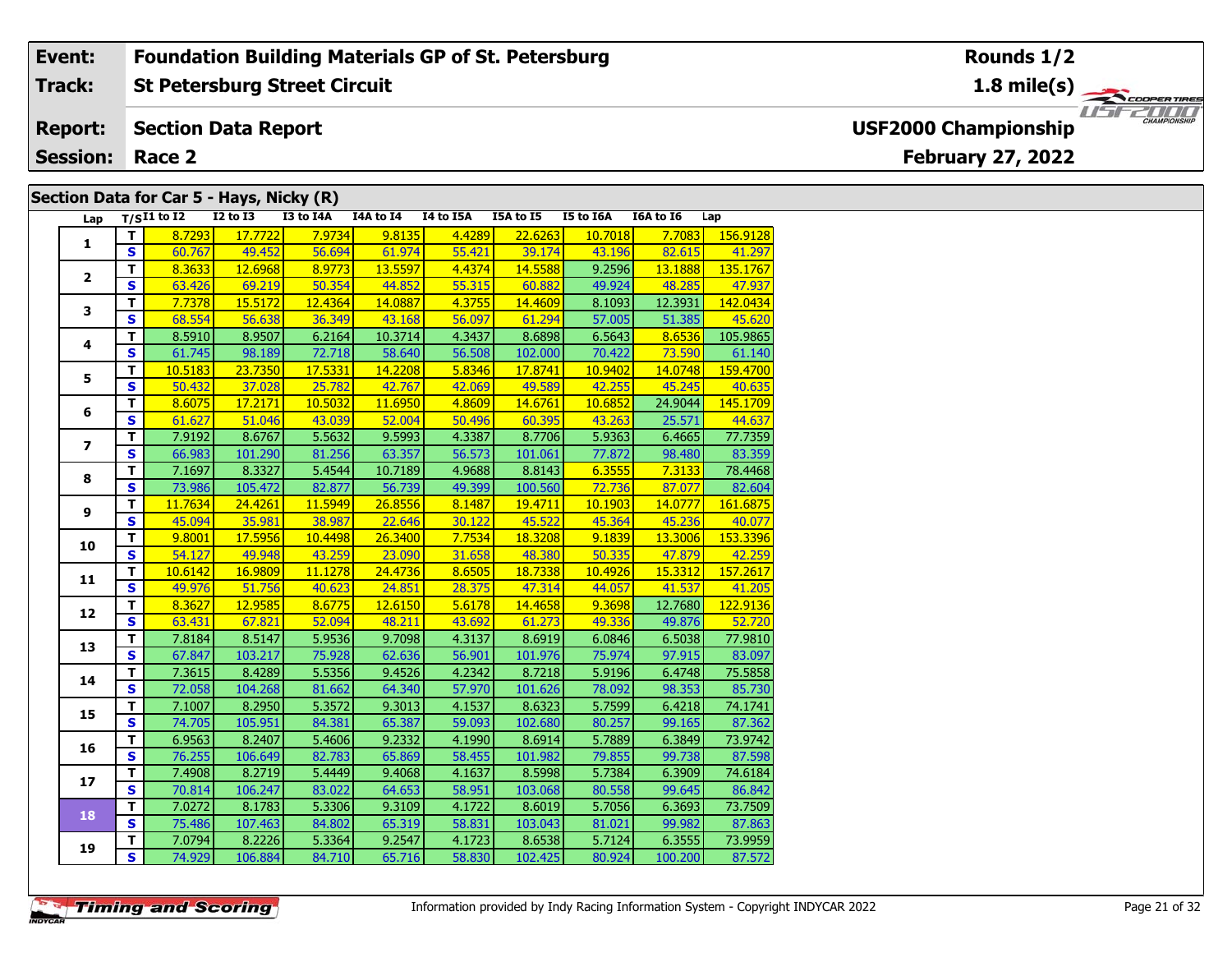| Event: | Foundation Building Materials GP of St. Petersburg | Rounds 1/2 |
|---|---|---|
| Track: | St Petersburg Street Circuit | 1.8 mile(s) |
| Report: | Section Data Report | USF2000 Championship |
| Session: | Race 2 | February 27, 2022 |

## Section Data for Car 5 - Hays, Nicky (R)

| Lap | T/S | I1 to I2 | I2 to I3 | I3 to I4A | I4A to I4 | I4 to I5A | I5A to I5 | I5 to I6A | I6A to I6 | Lap |
|---|---|---|---|---|---|---|---|---|---|---|
| 1 | T | 8.7293 | 17.7722 | 7.9734 | 9.8135 | 4.4289 | 22.6263 | 10.7018 | 7.7083 | 156.9128 |
| | S | 60.767 | 49.452 | 56.694 | 61.974 | 55.421 | 39.174 | 43.196 | 82.615 | 41.297 |
| 2 | T | 8.3633 | 12.6968 | 8.9773 | 13.5597 | 4.4374 | 14.5588 | 9.2596 | 13.1888 | 135.1767 |
| | S | 63.426 | 69.219 | 50.354 | 44.852 | 55.315 | 60.882 | 49.924 | 48.285 | 47.937 |
| 3 | T | 7.7378 | 15.5172 | 12.4364 | 14.0887 | 4.3755 | 14.4609 | 8.1093 | 12.3931 | 142.0434 |
| | S | 68.554 | 56.638 | 36.349 | 43.168 | 56.097 | 61.294 | 57.005 | 51.385 | 45.620 |
| 4 | T | 8.5910 | 8.9507 | 6.2164 | 10.3714 | 4.3437 | 8.6898 | 6.5643 | 8.6536 | 105.9865 |
| | S | 61.745 | 98.189 | 72.718 | 58.640 | 56.508 | 102.000 | 70.422 | 73.590 | 61.140 |
| 5 | T | 10.5183 | 23.7350 | 17.5331 | 14.2208 | 5.8346 | 17.8741 | 10.9402 | 14.0748 | 159.4700 |
| | S | 50.432 | 37.028 | 25.782 | 42.767 | 42.069 | 49.589 | 42.255 | 45.245 | 40.635 |
| 6 | T | 8.6075 | 17.2171 | 10.5032 | 11.6950 | 4.8609 | 14.6761 | 10.6852 | 24.9044 | 145.1709 |
| | S | 61.627 | 51.046 | 43.039 | 52.004 | 50.496 | 60.395 | 43.263 | 25.571 | 44.637 |
| 7 | T | 7.9192 | 8.6767 | 5.5632 | 9.5993 | 4.3387 | 8.7706 | 5.9363 | 6.4665 | 77.7359 |
| | S | 66.983 | 101.290 | 81.256 | 63.357 | 56.573 | 101.061 | 77.872 | 98.480 | 83.359 |
| 8 | T | 7.1697 | 8.3327 | 5.4544 | 10.7189 | 4.9688 | 8.8143 | 6.3555 | 7.3133 | 78.4468 |
| | S | 73.986 | 105.472 | 82.877 | 56.739 | 49.399 | 100.560 | 72.736 | 87.077 | 82.604 |
| 9 | T | 11.7634 | 24.4261 | 11.5949 | 26.8556 | 8.1487 | 19.4711 | 10.1903 | 14.0777 | 161.6875 |
| | S | 45.094 | 35.981 | 38.987 | 22.646 | 30.122 | 45.522 | 45.364 | 45.236 | 40.077 |
| 10 | T | 9.8001 | 17.5956 | 10.4498 | 26.3400 | 7.7534 | 18.3208 | 9.1839 | 13.3006 | 153.3396 |
| | S | 54.127 | 49.948 | 43.259 | 23.090 | 31.658 | 48.380 | 50.335 | 47.879 | 42.259 |
| 11 | T | 10.6142 | 16.9809 | 11.1278 | 24.4736 | 8.6505 | 18.7338 | 10.4926 | 15.3312 | 157.2617 |
| | S | 49.976 | 51.756 | 40.623 | 24.851 | 28.375 | 47.314 | 44.057 | 41.537 | 41.205 |
| 12 | T | 8.3627 | 12.9585 | 8.6775 | 12.6150 | 5.6178 | 14.4658 | 9.3698 | 12.7680 | 122.9136 |
| | S | 63.431 | 67.821 | 52.094 | 48.211 | 43.692 | 61.273 | 49.336 | 49.876 | 52.720 |
| 13 | T | 7.8184 | 8.5147 | 5.9536 | 9.7098 | 4.3137 | 8.6919 | 6.0846 | 6.5038 | 77.9810 |
| | S | 67.847 | 103.217 | 75.928 | 62.636 | 56.901 | 101.976 | 75.974 | 97.915 | 83.097 |
| 14 | T | 7.3615 | 8.4289 | 5.5356 | 9.4526 | 4.2342 | 8.7218 | 5.9196 | 6.4748 | 75.5858 |
| | S | 72.058 | 104.268 | 81.662 | 64.340 | 57.970 | 101.626 | 78.092 | 98.353 | 85.730 |
| 15 | T | 7.1007 | 8.2950 | 5.3572 | 9.3013 | 4.1537 | 8.6323 | 5.7599 | 6.4218 | 74.1741 |
| | S | 74.705 | 105.951 | 84.381 | 65.387 | 59.093 | 102.680 | 80.257 | 99.165 | 87.362 |
| 16 | T | 6.9563 | 8.2407 | 5.4606 | 9.2332 | 4.1990 | 8.6914 | 5.7889 | 6.3849 | 73.9742 |
| | S | 76.255 | 106.649 | 82.783 | 65.869 | 58.455 | 101.982 | 79.855 | 99.738 | 87.598 |
| 17 | T | 7.4908 | 8.2719 | 5.4449 | 9.4068 | 4.1637 | 8.5998 | 5.7384 | 6.3909 | 74.6184 |
| | S | 70.814 | 106.247 | 83.022 | 64.653 | 58.951 | 103.068 | 80.558 | 99.645 | 86.842 |
| 18 | T | 7.0272 | 8.1783 | 5.3306 | 9.3109 | 4.1722 | 8.6019 | 5.7056 | 6.3693 | 73.7509 |
| | S | 75.486 | 107.463 | 84.802 | 65.319 | 58.831 | 103.043 | 81.021 | 99.982 | 87.863 |
| 19 | T | 7.0794 | 8.2226 | 5.3364 | 9.2547 | 4.1723 | 8.6538 | 5.7124 | 6.3555 | 73.9959 |
| | S | 74.929 | 106.884 | 84.710 | 65.716 | 58.830 | 102.425 | 80.924 | 100.200 | 87.572 |

Information provided by Indy Racing Information System - Copyright INDYCAR 2022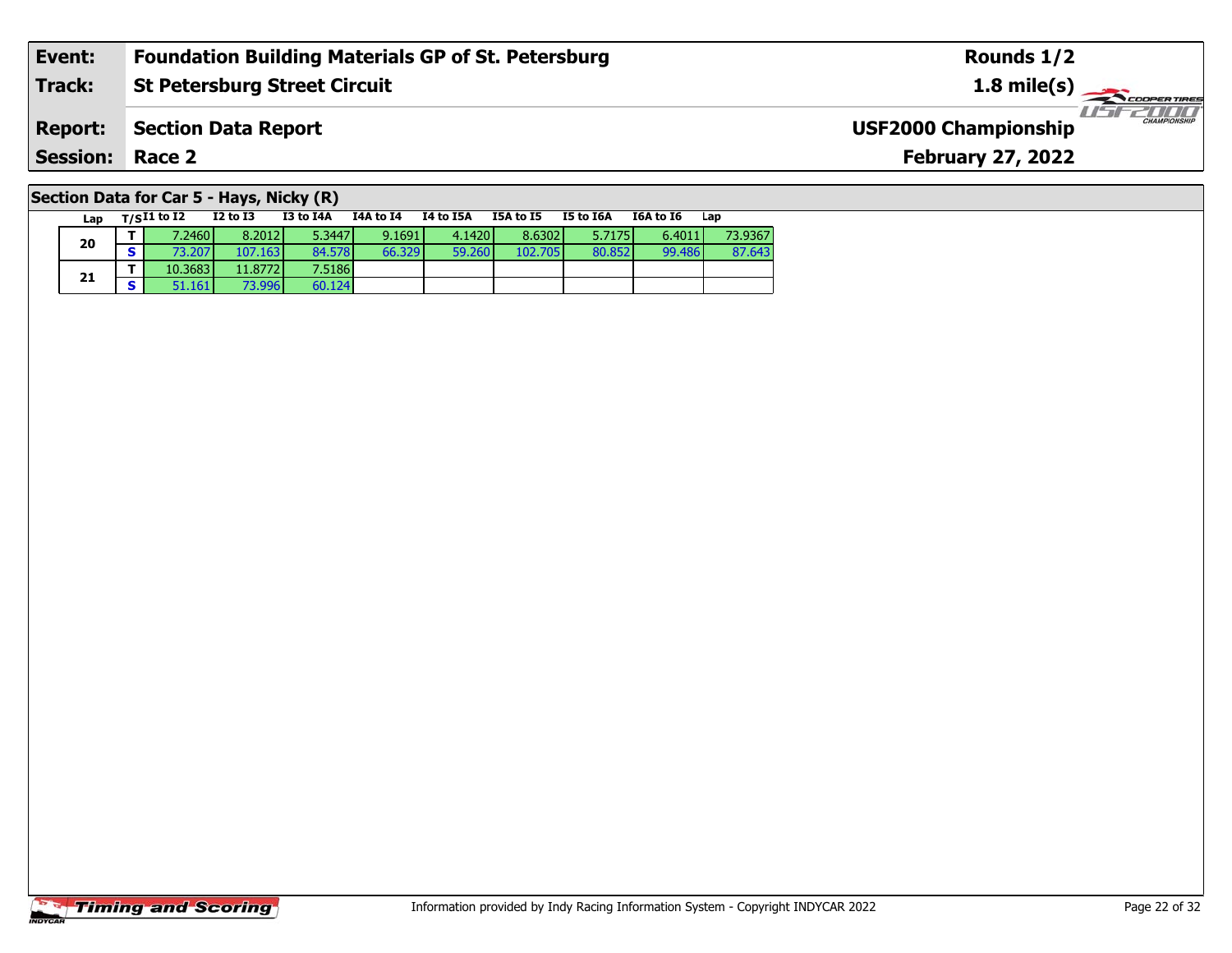| Event: | Foundation Building Materials GP of St. Petersburg | Rounds 1/2 |
|---|---|---|
| Track: | St Petersburg Street Circuit | 1.8 mile(s) |
| Report: | Section Data Report | USF2000 Championship |
| Session: | Race 2 | February 27, 2022 |

## Section Data for Car 5 - Hays, Nicky (R)

| Lap | T/S | I1 to I2 | I2 to I3 | I3 to I4A | I4A to I4 | I4 to I5A | I5A to I5 | I5 to I6A | I6A to I6 | Lap |
|---|---|---|---|---|---|---|---|---|---|---|
| 20 | T | 7.2460 | 8.2012 | 5.3447 | 9.1691 | 4.1420 | 8.6302 | 5.7175 | 6.4011 | 73.9367 |
| | S | 73.207 | 107.163 | 84.578 | 66.329 | 59.260 | 102.705 | 80.852 | 99.486 | 87.643 |
| 21 | T | 10.3683 | 11.8772 | 7.5186 | | | | | | |
| | S | 51.161 | 73.996 | 60.124 | | | | | | |

Information provided by Indy Racing Information System - Copyright INDYCAR 2022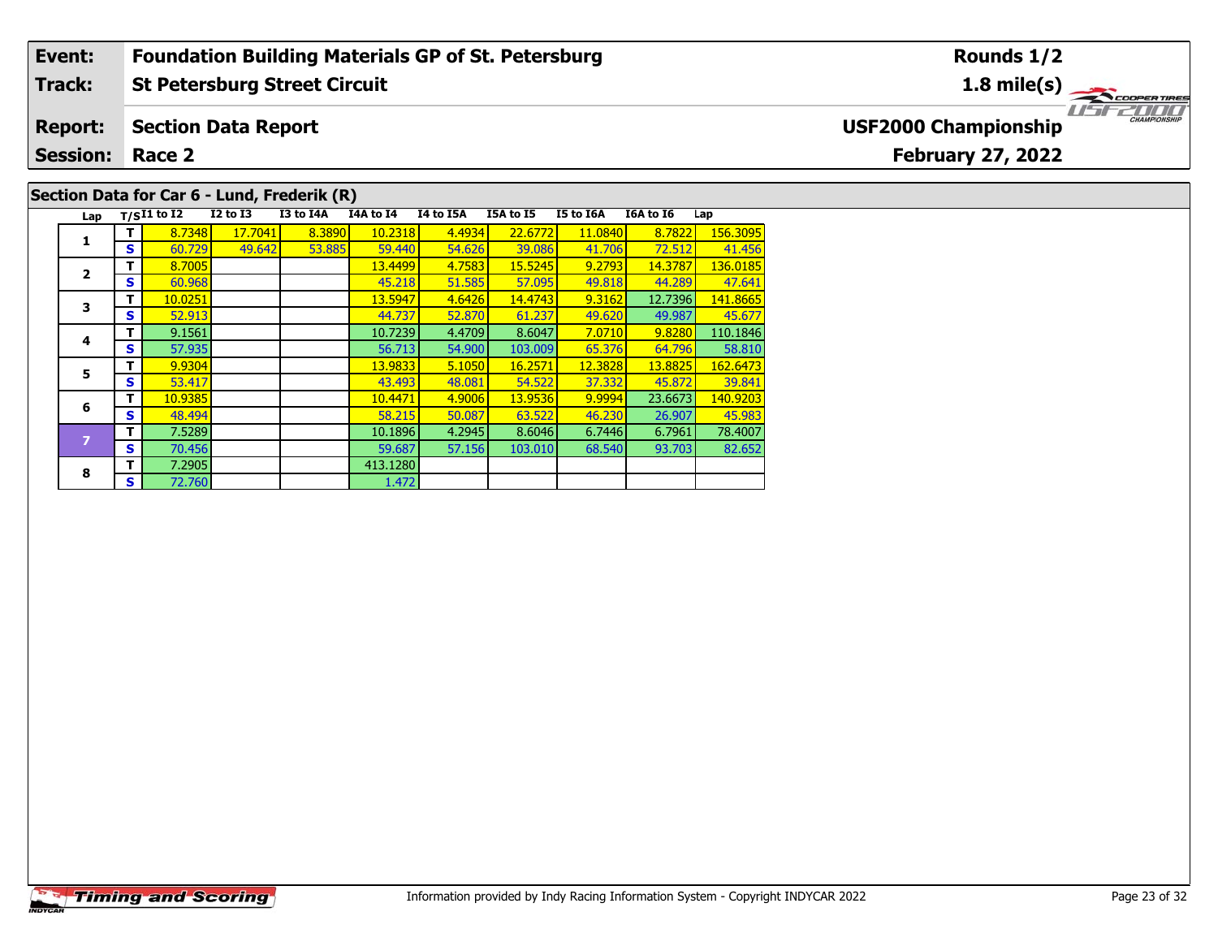| Event: | Foundation Building Materials GP of St. Petersburg | Rounds 1/2 |
|---|---|---|
| Track: | St Petersburg Street Circuit | 1.8 mile(s) |
| Report: | Section Data Report | USF2000 Championship |
| Session: | Race 2 | February 27, 2022 |

## Section Data for Car 6 - Lund, Frederik (R)

| Lap | T/S | I1 to I2 | I2 to I3 | I3 to I4A | I4A to I4 | I4 to I5A | I5A to I5 | I5 to I6A | I6A to I6 | Lap |
|---|---|---|---|---|---|---|---|---|---|---|
| 1 | T | 8.7348 | 17.7041 | 8.3890 | 10.2318 | 4.4934 | 22.6772 | 11.0840 | 8.7822 | 156.3095 |
| | S | 60.729 | 49.642 | 53.885 | 59.440 | 54.626 | 39.086 | 41.706 | 72.512 | 41.456 |
| 2 | T | 8.7005 | | | 13.4499 | 4.7583 | 15.5245 | 9.2793 | 14.3787 | 136.0185 |
| | S | 60.968 | | | 45.218 | 51.585 | 57.095 | 49.818 | 44.289 | 47.641 |
| 3 | T | 10.0251 | | | 13.5947 | 4.6426 | 14.4743 | 9.3162 | 12.7396 | 141.8665 |
| | S | 52.913 | | | 44.737 | 52.870 | 61.237 | 49.620 | 49.987 | 45.677 |
| 4 | T | 9.1561 | | | 10.7239 | 4.4709 | 8.6047 | 7.0710 | 9.8280 | 110.1846 |
| | S | 57.935 | | | 56.713 | 54.900 | 103.009 | 65.376 | 64.796 | 58.810 |
| 5 | T | 9.9304 | | | 13.9833 | 5.1050 | 16.2571 | 12.3828 | 13.8825 | 162.6473 |
| | S | 53.417 | | | 43.493 | 48.081 | 54.522 | 37.332 | 45.872 | 39.841 |
| 6 | T | 10.9385 | | | 10.4471 | 4.9006 | 13.9536 | 9.9994 | 23.6673 | 140.9203 |
| | S | 48.494 | | | 58.215 | 50.087 | 63.522 | 46.230 | 26.907 | 45.983 |
| 7 | T | 7.5289 | | | 10.1896 | 4.2945 | 8.6046 | 6.7446 | 6.7961 | 78.4007 |
| | S | 70.456 | | | 59.687 | 57.156 | 103.010 | 68.540 | 93.703 | 82.652 |
| 8 | T | 7.2905 | | | 413.1280 | | | | | |
| | S | 72.760 | | | 1.472 | | | | | |

Timing and Scoring

Information provided by Indy Racing Information System - Copyright INDYCAR 2022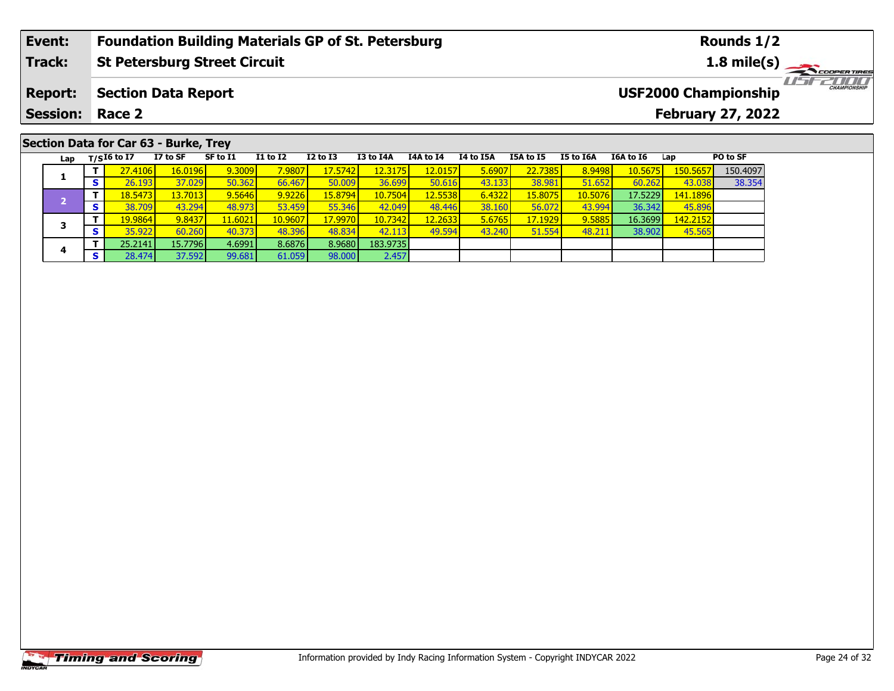| Event: | Foundation Building Materials GP of St. Petersburg | Rounds 1/2 |
|---|---|---|
| Track: | St Petersburg Street Circuit | 1.8 mile(s) |
| Report: | Section Data Report | USF2000 Championship |
| Session: | Race 2 | February 27, 2022 |

## Section Data for Car 63 - Burke, Trey

| Lap | T/S | I6 to I7 | I7 to SF | SF to I1 | I1 to I2 | I2 to I3 | I3 to I4A | I4A to I4 | I4 to I5A | I5A to I5 | I5 to I6A | I6A to I6 | Lap | PO to SF |
|---|---|---|---|---|---|---|---|---|---|---|---|---|---|---|
| 1 | T | 27.4106 | 16.0196 | 9.3009 | 7.9807 | 17.5742 | 12.3175 | 12.0157 | 5.6907 | 22.7385 | 8.9498 | 10.5675 | 150.5657 | 150.4097 |
| | S | 26.193 | 37.029 | 50.362 | 66.467 | 50.009 | 36.699 | 50.616 | 43.133 | 38.981 | 51.652 | 60.262 | 43.038 | 38.354 |
| 2 | T | 18.5473 | 13.7013 | 9.5646 | 9.9226 | 15.8794 | 10.7504 | 12.5538 | 6.4322 | 15.8075 | 10.5076 | 17.5229 | 141.1896 | |
| | S | 38.709 | 43.294 | 48.973 | 53.459 | 55.346 | 42.049 | 48.446 | 38.160 | 56.072 | 43.994 | 36.342 | 45.896 | |
| 3 | T | 19.9864 | 9.8437 | 11.6021 | 10.9607 | 17.9970 | 10.7342 | 12.2633 | 5.6765 | 17.1929 | 9.5885 | 16.3699 | 142.2152 | |
| | S | 35.922 | 60.260 | 40.373 | 48.396 | 48.834 | 42.113 | 49.594 | 43.240 | 51.554 | 48.211 | 38.902 | 45.565 | |
| 4 | T | 25.2141 | 15.7796 | 4.6991 | 8.6876 | 8.9680 | 183.9735 | | | | | | | |
| | S | 28.474 | 37.592 | 99.681 | 61.059 | 98.000 | 2.457 | | | | | | | |

Information provided by Indy Racing Information System - Copyright INDYCAR 2022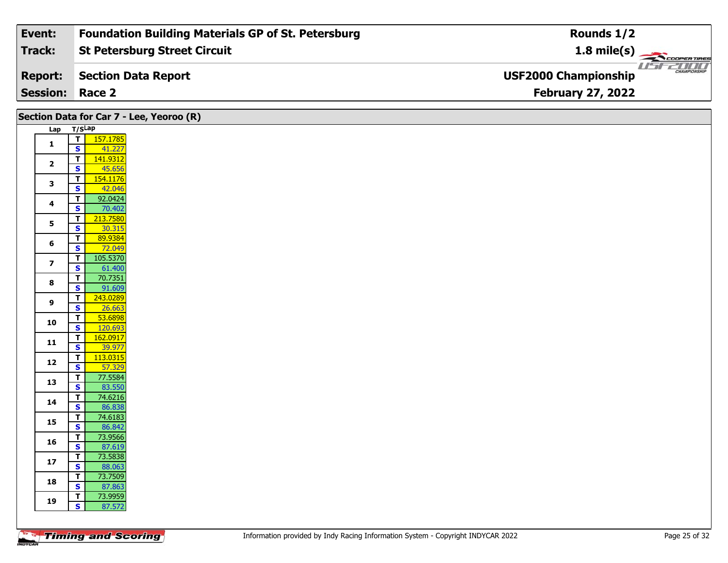| Event: | Foundation Building Materials GP of St. Petersburg | Rounds 1/2 |
|---|---|---|
| Track: | St Petersburg Street Circuit | 1.8 mile(s) |
| Report: | Section Data Report | USF2000 Championship |
| Session: | Race 2 | February 27, 2022 |

## Section Data for Car 7 - Lee, Yeoroo (R)

| Lap | T/S | Lap |
|---|---|---|
| 1 | T | 157.1785 |
| | S | 41.227 |
| 2 | T | 141.9312 |
| | S | 45.656 |
| 3 | T | 154.1176 |
| | S | 42.046 |
| 4 | T | 92.0424 |
| | S | 70.402 |
| 5 | T | 213.7580 |
| | S | 30.315 |
| 6 | T | 89.9384 |
| | S | 72.049 |
| 7 | T | 105.5370 |
| | S | 61.400 |
| 8 | T | 70.7351 |
| | S | 91.609 |
| 9 | T | 243.0289 |
| | S | 26.663 |
| 10 | T | 53.6898 |
| | S | 120.693 |
| 11 | T | 162.0917 |
| | S | 39.977 |
| 12 | T | 113.0315 |
| | S | 57.329 |
| 13 | T | 77.5584 |
| | S | 83.550 |
| 14 | T | 74.6216 |
| | S | 86.838 |
| 15 | T | 74.6183 |
| | S | 86.842 |
| 16 | T | 73.9566 |
| | S | 87.619 |
| 17 | T | 73.5838 |
| | S | 88.063 |
| 18 | T | 73.7509 |
| | S | 87.863 |
| 19 | T | 73.9959 |
| | S | 87.572 |

Timing and Scoring

Information provided by Indy Racing Information System - Copyright INDYCAR 2022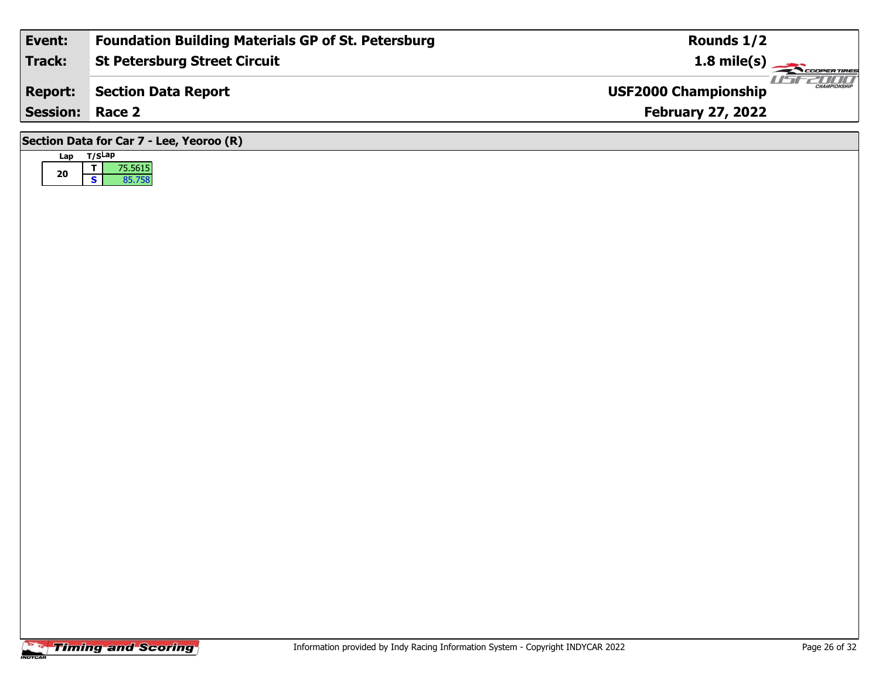| | |
|---|---|
| **Event:** | **Foundation Building Materials GP of St. Petersburg** |
| **Track:** | **St Petersburg Street Circuit** |
| **Report:** | **Section Data Report** |
| **Session:** | **Race 2** |

**Rounds 1/2**

**1.8 mile(s)**

**USF2000 Championship**

**February 27, 2022**

## Section Data for Car 7 - Lee, Yeoroo (R)

| Lap | T/S | Lap |
|---|---|---|
| 20 | T | 75.5615 |
| | S | 85.758 |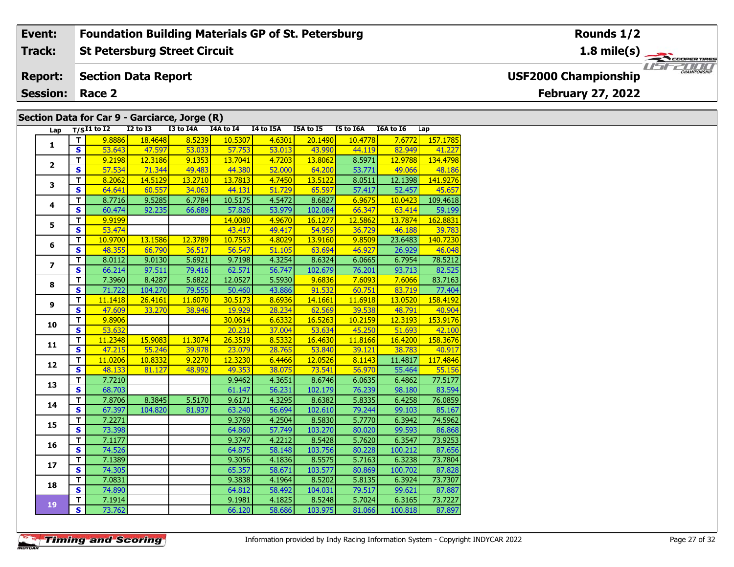| | |
|---|---|
| **Event:** | **Foundation Building Materials GP of St. Petersburg** |
| **Track:** | **St Petersburg Street Circuit** |
| **Report:** | **Section Data Report** |
| **Session:** | **Race 2** |

**Rounds 1/2**

**1.8 mile(s)**

**USF2000 Championship**

**February 27, 2022**

## Section Data for Car 9 - Garciarce, Jorge (R)

| Lap | T/S | I1 to I2 | I2 to I3 | I3 to I4A | I4A to I4 | I4 to I5A | I5A to I5 | I5 to I6A | I6A to I6 | Lap |
|---|---|---|---|---|---|---|---|---|---|---|
| 1 | T | 9.8886 | 18.4648 | 8.5239 | 10.5307 | 4.6301 | 20.1490 | 10.4778 | 7.6772 | 157.1785 |
| | S | 53.643 | 47.597 | 53.033 | 57.753 | 53.013 | 43.990 | 44.119 | 82.949 | 41.227 |
| 2 | T | 9.2198 | 12.3186 | 9.1353 | 13.7041 | 4.7203 | 13.8062 | 8.5971 | 12.9788 | 134.4798 |
| | S | 57.534 | 71.344 | 49.483 | 44.380 | 52.000 | 64.200 | 53.771 | 49.066 | 48.186 |
| 3 | T | 8.2062 | 14.5129 | 13.2710 | 13.7813 | 4.7450 | 13.5122 | 8.0511 | 12.1398 | 141.9276 |
| | S | 64.641 | 60.557 | 34.063 | 44.131 | 51.729 | 65.597 | 57.417 | 52.457 | 45.657 |
| 4 | T | 8.7716 | 9.5285 | 6.7784 | 10.5175 | 4.5472 | 8.6827 | 6.9675 | 10.0423 | 109.4618 |
| | S | 60.474 | 92.235 | 66.689 | 57.826 | 53.979 | 102.084 | 66.347 | 63.414 | 59.199 |
| 5 | T | 9.9199 | | | 14.0080 | 4.9670 | 16.1277 | 12.5862 | 13.7874 | 162.8831 |
| | S | 53.474 | | | 43.417 | 49.417 | 54.959 | 36.729 | 46.188 | 39.783 |
| 6 | T | 10.9700 | 13.1586 | 12.3789 | 10.7553 | 4.8029 | 13.9160 | 9.8509 | 23.6483 | 140.7230 |
| | S | 48.355 | 66.790 | 36.517 | 56.547 | 51.105 | 63.694 | 46.927 | 26.929 | 46.048 |
| 7 | T | 8.0112 | 9.0130 | 5.6921 | 9.7198 | 4.3254 | 8.6324 | 6.0665 | 6.7954 | 78.5212 |
| | S | 66.214 | 97.511 | 79.416 | 62.571 | 56.747 | 102.679 | 76.201 | 93.713 | 82.525 |
| 8 | T | 7.3960 | 8.4287 | 5.6822 | 12.0527 | 5.5930 | 9.6836 | 7.6093 | 7.6066 | 83.7163 |
| | S | 71.722 | 104.270 | 79.555 | 50.460 | 43.886 | 91.532 | 60.751 | 83.719 | 77.404 |
| 9 | T | 11.1418 | 26.4161 | 11.6070 | 30.5173 | 8.6936 | 14.1661 | 11.6918 | 13.0520 | 158.4192 |
| | S | 47.609 | 33.270 | 38.946 | 19.929 | 28.234 | 62.569 | 39.538 | 48.791 | 40.904 |
| 10 | T | 9.8906 | | | 30.0614 | 6.6332 | 16.5263 | 10.2159 | 12.3193 | 153.9176 |
| | S | 53.632 | | | 20.231 | 37.004 | 53.634 | 45.250 | 51.693 | 42.100 |
| 11 | T | 11.2348 | 15.9083 | 11.3074 | 26.3519 | 8.5332 | 16.4630 | 11.8166 | 16.4200 | 158.3676 |
| | S | 47.215 | 55.246 | 39.978 | 23.079 | 28.765 | 53.840 | 39.121 | 38.783 | 40.917 |
| 12 | T | 11.0206 | 10.8332 | 9.2270 | 12.3230 | 6.4466 | 12.0526 | 8.1143 | 11.4817 | 117.4846 |
| | S | 48.133 | 81.127 | 48.992 | 49.353 | 38.075 | 73.541 | 56.970 | 55.464 | 55.156 |
| 13 | T | 7.7210 | | | 9.9462 | 4.3651 | 8.6746 | 6.0635 | 6.4862 | 77.5177 |
| | S | 68.703 | | | 61.147 | 56.231 | 102.179 | 76.239 | 98.180 | 83.594 |
| 14 | T | 7.8706 | 8.3845 | 5.5170 | 9.6171 | 4.3295 | 8.6382 | 5.8335 | 6.4258 | 76.0859 |
| | S | 67.397 | 104.820 | 81.937 | 63.240 | 56.694 | 102.610 | 79.244 | 99.103 | 85.167 |
| 15 | T | 7.2271 | | | 9.3769 | 4.2504 | 8.5830 | 5.7770 | 6.3942 | 74.5962 |
| | S | 73.398 | | | 64.860 | 57.749 | 103.270 | 80.020 | 99.593 | 86.868 |
| 16 | T | 7.1177 | | | 9.3747 | 4.2212 | 8.5428 | 5.7620 | 6.3547 | 73.9253 |
| | S | 74.526 | | | 64.875 | 58.148 | 103.756 | 80.228 | 100.212 | 87.656 |
| 17 | T | 7.1389 | | | 9.3056 | 4.1836 | 8.5575 | 5.7163 | 6.3238 | 73.7804 |
| | S | 74.305 | | | 65.357 | 58.671 | 103.577 | 80.869 | 100.702 | 87.828 |
| 18 | T | 7.0831 | | | 9.3838 | 4.1964 | 8.5202 | 5.8135 | 6.3924 | 73.7307 |
| | S | 74.890 | | | 64.812 | 58.492 | 104.031 | 79.517 | 99.621 | 87.887 |
| 19 | T | 7.1914 | | | 9.1981 | 4.1825 | 8.5248 | 5.7024 | 6.3165 | 73.7227 |
| | S | 73.762 | | | 66.120 | 58.686 | 103.975 | 81.066 | 100.818 | 87.897 |

Information provided by Indy Racing Information System - Copyright INDYCAR 2022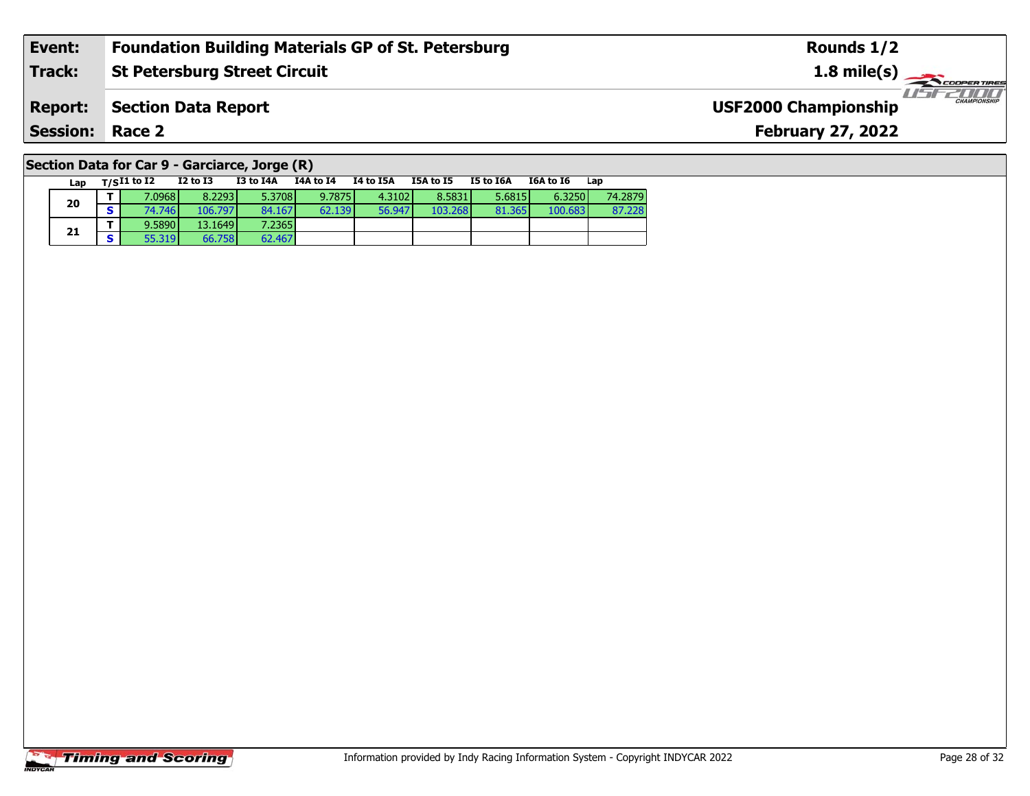| | |
|---|---|
| **Event:** | **Foundation Building Materials GP of St. Petersburg** |
| **Track:** | **St Petersburg Street Circuit** |
| **Report:** | **Section Data Report** |
| **Session:** | **Race 2** |

**Rounds 1/2**

**1.8 mile(s)**

**USF2000 Championship**

**February 27, 2022**

## Section Data for Car 9 - Garciarce, Jorge (R)

| Lap | T/S | I1 to I2 | I2 to I3 | I3 to I4A | I4A to I4 | I4 to I5A | I5A to I5 | I5 to I6A | I6A to I6 | Lap |
|---|---|---|---|---|---|---|---|---|---|---|
| 20 | T | 7.0968 | 8.2293 | 5.3708 | 9.7875 | 4.3102 | 8.5831 | 5.6815 | 6.3250 | 74.2879 |
| | S | 74.746 | 106.797 | 84.167 | 62.139 | 56.947 | 103.268 | 81.365 | 100.683 | 87.228 |
| 21 | T | 9.5890 | 13.1649 | 7.2365 | | | | | | |
| | S | 55.319 | 66.758 | 62.467 | | | | | | |

Information provided by Indy Racing Information System - Copyright INDYCAR 2022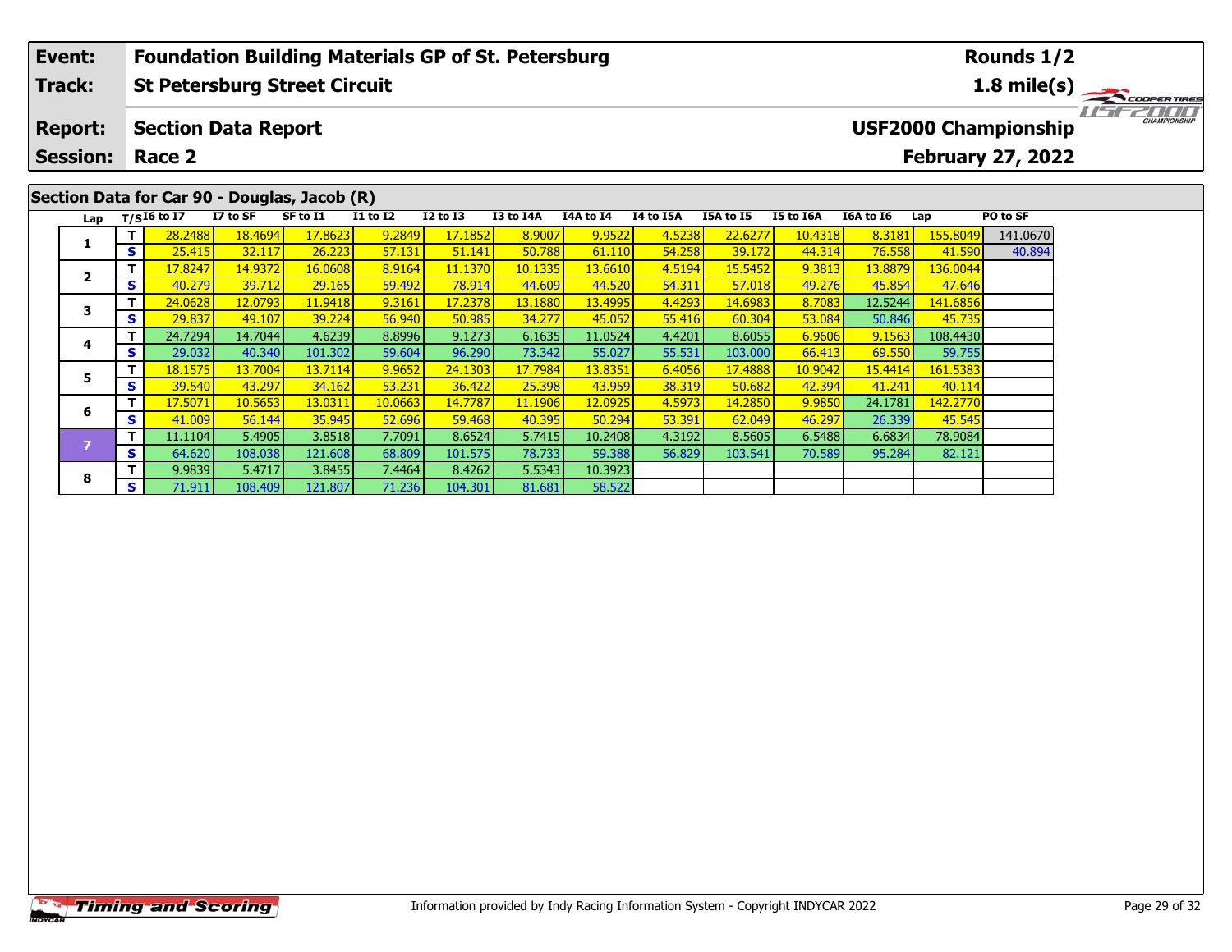| | |
|---|---|
| **Event:** | **Foundation Building Materials GP of St. Petersburg** |
| **Track:** | **St Petersburg Street Circuit** |
| **Report:** | **Section Data Report** |
| **Session:** | **Race 2** |

**Rounds 1/2**

**1.8 mile(s)**

**USF2000 Championship**

**February 27, 2022**

## Section Data for Car 90 - Douglas, Jacob (R)

| Lap | T/S | I6 to I7 | I7 to SF | SF to I1 | I1 to I2 | I2 to I3 | I3 to I4A | I4A to I4 | I4 to I5A | I5A to I5 | I5 to I6A | I6A to I6 | Lap | PO to SF |
|---|---|---|---|---|---|---|---|---|---|---|---|---|---|---|
| 1 | T | 28.2488 | 18.4694 | 17.8623 | 9.2849 | 17.1852 | 8.9007 | 9.9522 | 4.5238 | 22.6277 | 10.4318 | 8.3181 | 155.8049 | 141.0670 |
| | S | 25.415 | 32.117 | 26.223 | 57.131 | 51.141 | 50.788 | 61.110 | 54.258 | 39.172 | 44.314 | 76.558 | 41.590 | 40.894 |
| 2 | T | 17.8247 | 14.9372 | 16.0608 | 8.9164 | 11.1370 | 10.1335 | 13.6610 | 4.5194 | 15.5452 | 9.3813 | 13.8879 | 136.0044 | |
| | S | 40.279 | 39.712 | 29.165 | 59.492 | 78.914 | 44.609 | 44.520 | 54.311 | 57.018 | 49.276 | 45.854 | 47.646 | |
| 3 | T | 24.0628 | 12.0793 | 11.9418 | 9.3161 | 17.2378 | 13.1880 | 13.4995 | 4.4293 | 14.6983 | 8.7083 | 12.5244 | 141.6856 | |
| | S | 29.837 | 49.107 | 39.224 | 56.940 | 50.985 | 34.277 | 45.052 | 55.416 | 60.304 | 53.084 | 50.846 | 45.735 | |
| 4 | T | 24.7294 | 14.7044 | 4.6239 | 8.8996 | 9.1273 | 6.1635 | 11.0524 | 4.4201 | 8.6055 | 6.9606 | 9.1563 | 108.4430 | |
| | S | 29.032 | 40.340 | 101.302 | 59.604 | 96.290 | 73.342 | 55.027 | 55.531 | 103.000 | 66.413 | 69.550 | 59.755 | |
| 5 | T | 18.1575 | 13.7004 | 13.7114 | 9.9652 | 24.1303 | 17.7984 | 13.8351 | 6.4056 | 17.4888 | 10.9042 | 15.4414 | 161.5383 | |
| | S | 39.540 | 43.297 | 34.162 | 53.231 | 36.422 | 25.398 | 43.959 | 38.319 | 50.682 | 42.394 | 41.241 | 40.114 | |
| 6 | T | 17.5071 | 10.5653 | 13.0311 | 10.0663 | 14.7787 | 11.1906 | 12.0925 | 4.5973 | 14.2850 | 9.9850 | 24.1781 | 142.2770 | |
| | S | 41.009 | 56.144 | 35.945 | 52.696 | 59.468 | 40.395 | 50.294 | 53.391 | 62.049 | 46.297 | 26.339 | 45.545 | |
| 7 | T | 11.1104 | 5.4905 | 3.8518 | 7.7091 | 8.6524 | 5.7415 | 10.2408 | 4.3192 | 8.5605 | 6.5488 | 6.6834 | 78.9084 | |
| | S | 64.620 | 108.038 | 121.608 | 68.809 | 101.575 | 78.733 | 59.388 | 56.829 | 103.541 | 70.589 | 95.284 | 82.121 | |
| 8 | T | 9.9839 | 5.4717 | 3.8455 | 7.4464 | 8.4262 | 5.5343 | 10.3923 | | | | | | |
| | S | 71.911 | 108.409 | 121.807 | 71.236 | 104.301 | 81.681 | 58.522 | | | | | | |

Information provided by Indy Racing Information System - Copyright INDYCAR 2022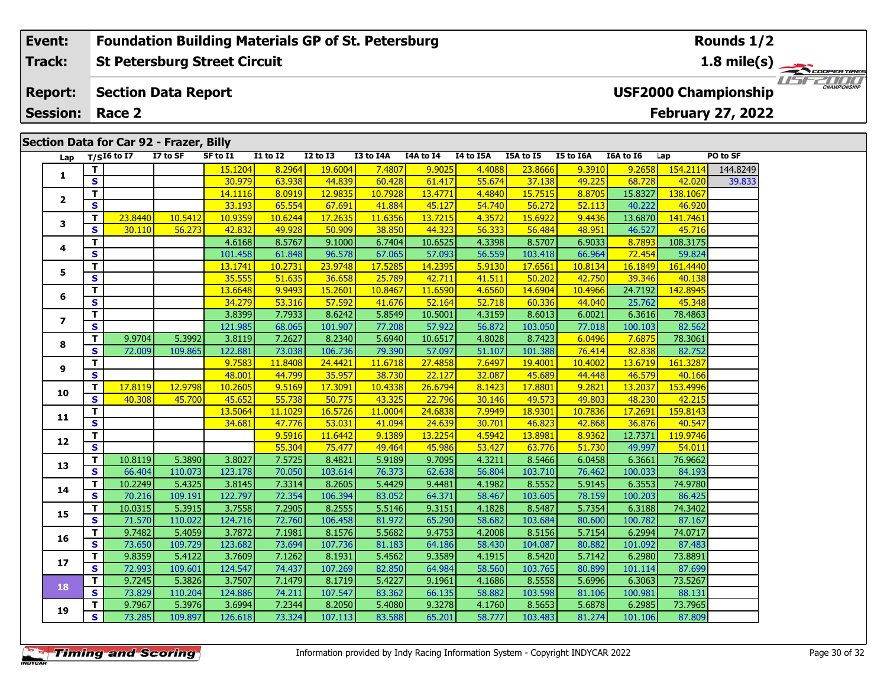| | |
|---|---|
| **Event:** | **Foundation Building Materials GP of St. Petersburg** |
| **Track:** | **St Petersburg Street Circuit** |
| **Report:** | **Section Data Report** |
| **Session:** | **Race 2** |

**Rounds 1/2**

**1.8 mile(s)**

**USF2000 Championship**

**February 27, 2022**

## Section Data for Car 92 - Frazer, Billy

| Lap | T/S | I6 to I7 | I7 to SF | SF to I1 | I1 to I2 | I2 to I3 | I3 to I4A | I4A to I4 | I4 to I5A | I5A to I5 | I5 to I6A | I6A to I6 | Lap | PO to SF |
|---|---|---|---|---|---|---|---|---|---|---|---|---|---|---|
| 1 | T | | | 15.1204 | 8.2964 | 19.6004 | 7.4807 | 9.9025 | 4.4088 | 23.8666 | 9.3910 | 9.2658 | 154.2114 | 144.8249 |
| | S | | | 30.979 | 63.938 | 44.839 | 60.428 | 61.417 | 55.674 | 37.138 | 49.225 | 68.728 | 42.020 | 39.833 |
| 2 | T | | | 14.1116 | 8.0919 | 12.9835 | 10.7928 | 13.4771 | 4.4840 | 15.7515 | 8.8705 | 15.8327 | 138.1067 | |
| | S | | | 33.193 | 65.554 | 67.691 | 41.884 | 45.127 | 54.740 | 56.272 | 52.113 | 40.222 | 46.920 | |
| 3 | T | 23.8440 | 10.5412 | 10.9359 | 10.6244 | 17.2635 | 11.6356 | 13.7215 | 4.3572 | 15.6922 | 9.4436 | 13.6870 | 141.7461 | |
| | S | 30.110 | 56.273 | 42.832 | 49.928 | 50.909 | 38.850 | 44.323 | 56.333 | 56.484 | 48.951 | 46.527 | 45.716 | |
| 4 | T | | | 4.6168 | 8.5767 | 9.1000 | 6.7404 | 10.6525 | 4.3398 | 8.5707 | 6.9033 | 8.7893 | 108.3175 | |
| | S | | | 101.458 | 61.848 | 96.578 | 67.065 | 57.093 | 56.559 | 103.418 | 66.964 | 72.454 | 59.824 | |
| 5 | T | | | 13.1741 | 10.2731 | 23.9748 | 17.5285 | 14.2395 | 5.9130 | 17.6561 | 10.8134 | 16.1849 | 161.4440 | |
| | S | | | 35.555 | 51.635 | 36.658 | 25.789 | 42.711 | 41.511 | 50.202 | 42.750 | 39.346 | 40.138 | |
| 6 | T | | | 13.6648 | 9.9493 | 15.2601 | 10.8467 | 11.6590 | 4.6560 | 14.6904 | 10.4966 | 24.7192 | 142.8945 | |
| | S | | | 34.279 | 53.316 | 57.592 | 41.676 | 52.164 | 52.718 | 60.336 | 44.040 | 25.762 | 45.348 | |
| 7 | T | | | 3.8399 | 7.7933 | 8.6242 | 5.8549 | 10.5001 | 4.3159 | 8.6013 | 6.0021 | 6.3616 | 78.4863 | |
| | S | | | 121.985 | 68.065 | 101.907 | 77.208 | 57.922 | 56.872 | 103.050 | 77.018 | 100.103 | 82.562 | |
| 8 | T | 9.9704 | 5.3992 | 3.8119 | 7.2627 | 8.2340 | 5.6940 | 10.6517 | 4.8028 | 8.7423 | 6.0496 | 7.6875 | 78.3061 | |
| | S | 72.009 | 109.865 | 122.881 | 73.038 | 106.736 | 79.390 | 57.097 | 51.107 | 101.388 | 76.414 | 82.838 | 82.752 | |
| 9 | T | | | 9.7583 | 11.8408 | 24.4421 | 11.6718 | 27.4858 | 7.6497 | 19.4001 | 10.4002 | 13.6719 | 161.3287 | |
| | S | | | 48.001 | 44.799 | 35.957 | 38.730 | 22.127 | 32.087 | 45.689 | 44.448 | 46.579 | 40.166 | |
| 10 | T | 17.8119 | 12.9798 | 10.2605 | 9.5169 | 17.3091 | 10.4338 | 26.6794 | 8.1423 | 17.8801 | 9.2821 | 13.2037 | 153.4996 | |
| | S | 40.308 | 45.700 | 45.652 | 55.738 | 50.775 | 43.325 | 22.796 | 30.146 | 49.573 | 49.803 | 48.230 | 42.215 | |
| 11 | T | | | 13.5064 | 11.1029 | 16.5726 | 11.0004 | 24.6838 | 7.9949 | 18.9301 | 10.7836 | 17.2691 | 159.8143 | |
| | S | | | 34.681 | 47.776 | 53.031 | 41.094 | 24.639 | 30.701 | 46.823 | 42.868 | 36.876 | 40.547 | |
| 12 | T | | | | 9.5916 | 11.6442 | 9.1389 | 13.2254 | 4.5942 | 13.8981 | 8.9362 | 12.7371 | 119.9746 | |
| | S | | | | 55.304 | 75.477 | 49.464 | 45.986 | 53.427 | 63.776 | 51.730 | 49.997 | 54.011 | |
| 13 | T | 10.8119 | 5.3890 | 3.8027 | 7.5725 | 8.4821 | 5.9189 | 9.7095 | 4.3211 | 8.5466 | 6.0458 | 6.3661 | 76.9662 | |
| | S | 66.404 | 110.073 | 123.178 | 70.050 | 103.614 | 76.373 | 62.638 | 56.804 | 103.710 | 76.462 | 100.033 | 84.193 | |
| 14 | T | 10.2249 | 5.4325 | 3.8145 | 7.3314 | 8.2605 | 5.4429 | 9.4481 | 4.1982 | 8.5552 | 5.9145 | 6.3553 | 74.9780 | |
| | S | 70.216 | 109.191 | 122.797 | 72.354 | 106.394 | 83.052 | 64.371 | 58.467 | 103.605 | 78.159 | 100.203 | 86.425 | |
| 15 | T | 10.0315 | 5.3915 | 3.7558 | 7.2905 | 8.2555 | 5.5146 | 9.3151 | 4.1828 | 8.5487 | 5.7354 | 6.3188 | 74.3402 | |
| | S | 71.570 | 110.022 | 124.716 | 72.760 | 106.458 | 81.972 | 65.290 | 58.682 | 103.684 | 80.600 | 100.782 | 87.167 | |
| 16 | T | 9.7482 | 5.4059 | 3.7872 | 7.1981 | 8.1576 | 5.5682 | 9.4753 | 4.2008 | 8.5156 | 5.7154 | 6.2994 | 74.0717 | |
| | S | 73.650 | 109.729 | 123.682 | 73.694 | 107.736 | 81.183 | 64.186 | 58.430 | 104.087 | 80.882 | 101.092 | 87.483 | |
| 17 | T | 9.8359 | 5.4122 | 3.7609 | 7.1262 | 8.1931 | 5.4562 | 9.3589 | 4.1915 | 8.5420 | 5.7142 | 6.2980 | 73.8891 | |
| | S | 72.993 | 109.601 | 124.547 | 74.437 | 107.269 | 82.850 | 64.984 | 58.560 | 103.765 | 80.899 | 101.114 | 87.699 | |
| 18 | T | 9.7245 | 5.3826 | 3.7507 | 7.1479 | 8.1719 | 5.4227 | 9.1961 | 4.1686 | 8.5558 | 5.6996 | 6.3063 | 73.5267 | |
| | S | 73.829 | 110.204 | 124.886 | 74.211 | 107.547 | 83.362 | 66.135 | 58.882 | 103.598 | 81.106 | 100.981 | 88.131 | |
| 19 | T | 9.7967 | 5.3976 | 3.6994 | 7.2344 | 8.2050 | 5.4080 | 9.3278 | 4.1760 | 8.5653 | 5.6878 | 6.2985 | 73.7965 | |
| | S | 73.285 | 109.897 | 126.618 | 73.324 | 107.113 | 83.588 | 65.201 | 58.777 | 103.483 | 81.274 | 101.106 | 87.809 | |

Information provided by Indy Racing Information System - Copyright INDYCAR 2022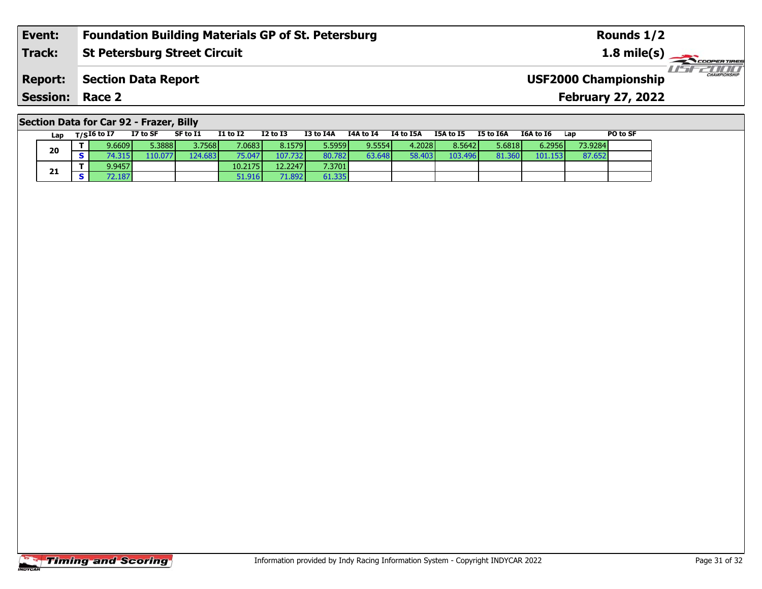| Event: | Foundation Building Materials GP of St. Petersburg | Rounds 1/2 |
|---|---|---|
| Track: | St Petersburg Street Circuit | 1.8 mile(s) |
| Report: | Section Data Report | USF2000 Championship |
| Session: | Race 2 | February 27, 2022 |

## Section Data for Car 92 - Frazer, Billy

| Lap | T/S | I6 to I7 | I7 to SF | SF to I1 | I1 to I2 | I2 to I3 | I3 to I4A | I4A to I4 | I4 to I5A | I5A to I5 | I5 to I6A | I6A to I6 | Lap | PO to SF |
|---|---|---|---|---|---|---|---|---|---|---|---|---|---|---|
| 20 | T | 9.6609 | 5.3888 | 3.7568 | 7.0683 | 8.1579 | 5.5959 | 9.5554 | 4.2028 | 8.5642 | 5.6818 | 6.2956 | 73.9284 | |
| | S | 74.315 | 110.077 | 124.683 | 75.047 | 107.732 | 80.782 | 63.648 | 58.403 | 103.496 | 81.360 | 101.153 | 87.652 | |
| 21 | T | 9.9457 | | | 10.2175 | 12.2247 | 7.3701 | | | | | | | |
| | S | 72.187 | | | 51.916 | 71.892 | 61.335 | | | | | | | |

Timing and Scoring

Information provided by Indy Racing Information System - Copyright INDYCAR 2022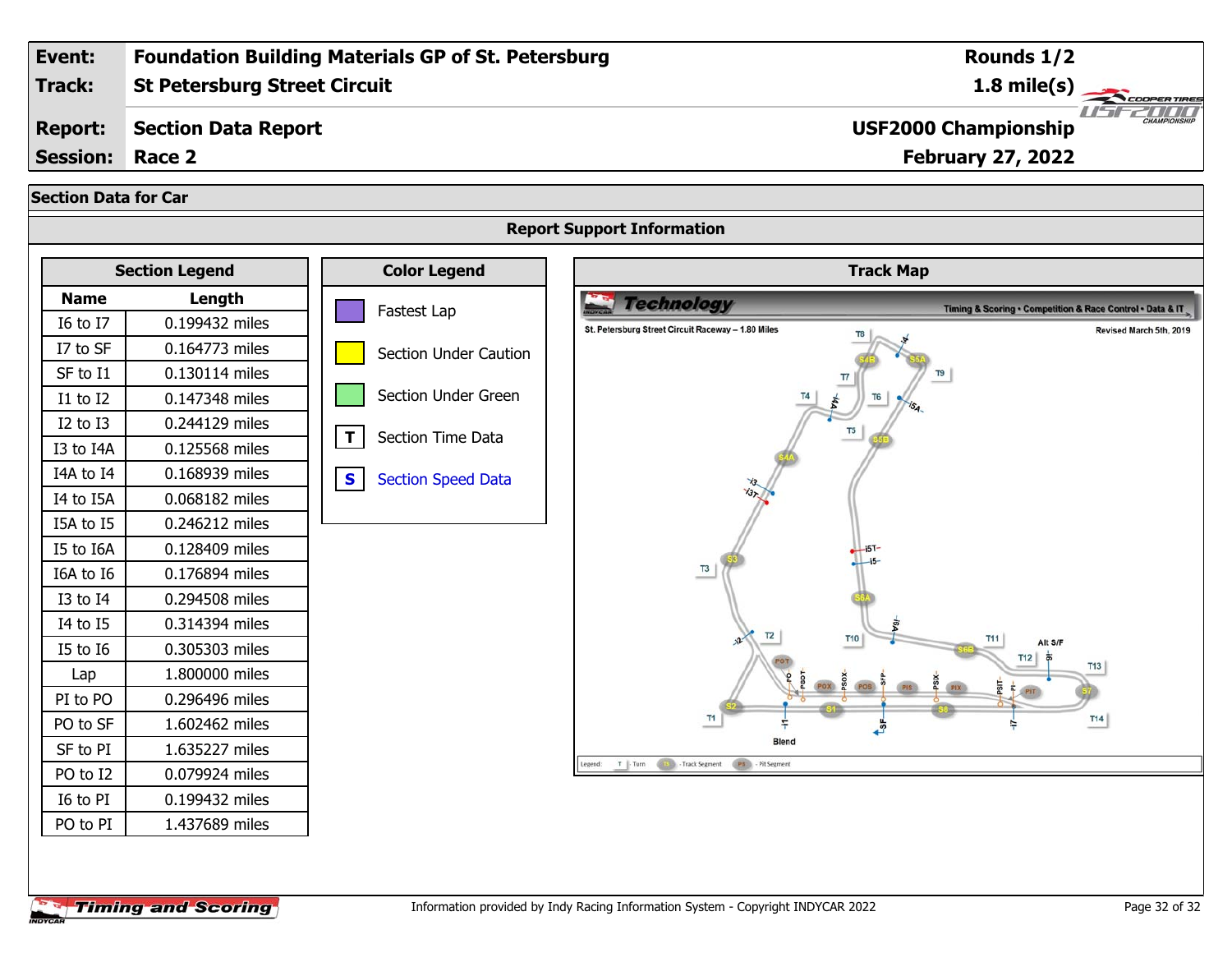| | | | |
|---|---|---|---|
| **Event:** | **Foundation Building Materials GP of St. Petersburg** | **Rounds 1/2** | |
| **Track:** | **St Petersburg Street Circuit** | **1.8 mile(s)** | |
| **Report:** | **Section Data Report** | **USF2000 Championship** | |
| **Session:** | **Race 2** | **February 27, 2022** | |

## Section Data for Car

### Report Support Information

**Section Legend**

| Name | Length |
|---|---|
| I6 to I7 | 0.199432 miles |
| I7 to SF | 0.164773 miles |
| SF to I1 | 0.130114 miles |
| I1 to I2 | 0.147348 miles |
| I2 to I3 | 0.244129 miles |
| I3 to I4A | 0.125568 miles |
| I4A to I4 | 0.168939 miles |
| I4 to I5A | 0.068182 miles |
| I5A to I5 | 0.246212 miles |
| I5 to I6A | 0.128409 miles |
| I6A to I6 | 0.176894 miles |
| I3 to I4 | 0.294508 miles |
| I4 to I5 | 0.314394 miles |
| I5 to I6 | 0.305303 miles |
| Lap | 1.800000 miles |
| PI to PO | 0.296496 miles |
| PO to SF | 1.602462 miles |
| SF to PI | 1.635227 miles |
| PO to I2 | 0.079924 miles |
| I6 to PI | 0.199432 miles |
| PO to PI | 1.437689 miles |

**Color Legend**

- Fastest Lap
- Section Under Caution
- Section Under Green
- T Section Time Data
- S Section Speed Data

**Track Map**

Technology

Timing & Scoring • Competition & Race Control • Data & IT

St. Petersburg Street Circuit Raceway – 1.80 Miles

Revised March 5th, 2019

T1 T2 T3 T4 T5 T6 T7 T8 T9 T10 T11 T12 T13 T14

S1 S2 S3 S4A S4B S5A S5B S6A S6B S7 S8

POT POX POS PIS PIX PIT

I1 I2 I3 I3T I4 I4A I5 I5T I5A I6 I6A I7 SF SFP PO PSOT PSOX PSIX PSIT PI

Alt S/F

Blend

Legend: T - Turn, T1 - Track Segment, PS - Pit Segment

Information provided by Indy Racing Information System - Copyright INDYCAR 2022